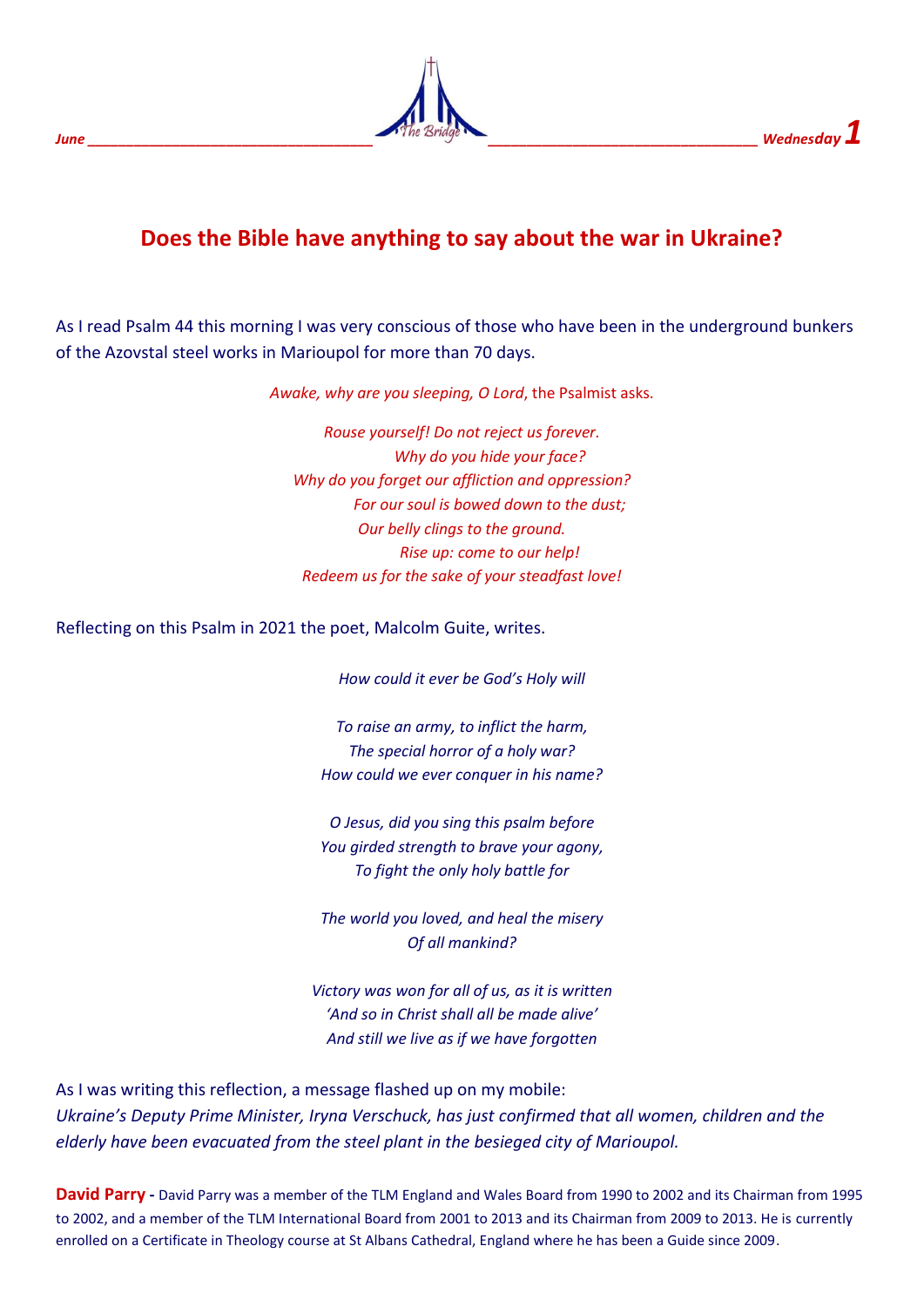# Does the Bible have anything to say about the war in Ukraine?

As I read Psalm 44 this morning I was very conscious of those who have been in the underground bunkers of the Azovstal steel works in Marioupol for more than 70 days.

*Awake, why are you sleeping, O Lord*, the Psalmist asks.

*Rouse yourself! Do not reject us forever.*
*Why do you hide your face?*
*Why do you forget our affliction and oppression?*
*For our soul is bowed down to the dust;*
*Our belly clings to the ground.*
*Rise up: come to our help!*
*Redeem us for the sake of your steadfast love!*

Reflecting on this Psalm in 2021 the poet, Malcolm Guite, writes.

*How could it ever be God's Holy will*

*To raise an army, to inflict the harm,*
*The special horror of a holy war?*
*How could we ever conquer in his name?*

*O Jesus, did you sing this psalm before*
*You girded strength to brave your agony,*
*To fight the only holy battle for*

*The world you loved, and heal the misery*
*Of all mankind?*

*Victory was won for all of us, as it is written*
*'And so in Christ shall all be made alive'*
*And still we live as if we have forgotten*

As I was writing this reflection, a message flashed up on my mobile:
*Ukraine's Deputy Prime Minister, Iryna Verschuck, has just confirmed that all women, children and the elderly have been evacuated from the steel plant in the besieged city of Marioupol.*

**David Parry -** David Parry was a member of the TLM England and Wales Board from 1990 to 2002 and its Chairman from 1995 to 2002, and a member of the TLM International Board from 2001 to 2013 and its Chairman from 2009 to 2013. He is currently enrolled on a Certificate in Theology course at St Albans Cathedral, England where he has been a Guide since 2009.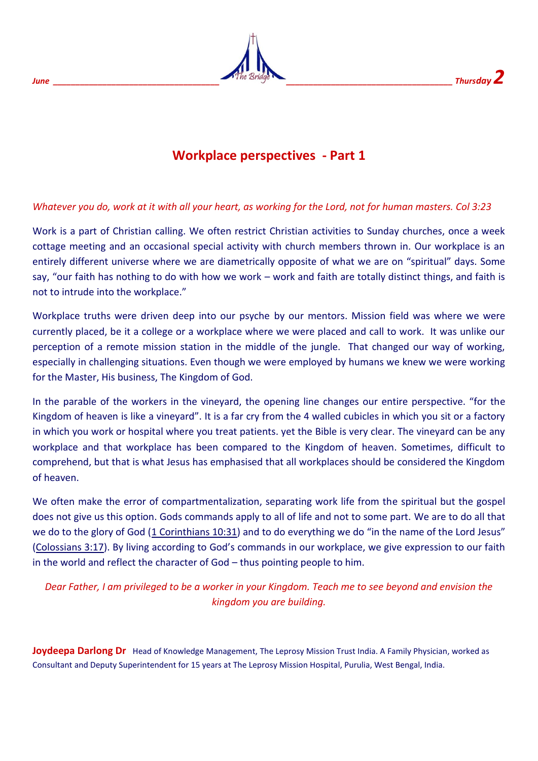## Workplace perspectives - Part 1

*Whatever you do, work at it with all your heart, as working for the Lord, not for human masters. Col 3:23*

Work is a part of Christian calling. We often restrict Christian activities to Sunday churches, once a week cottage meeting and an occasional special activity with church members thrown in. Our workplace is an entirely different universe where we are diametrically opposite of what we are on "spiritual" days. Some say, "our faith has nothing to do with how we work – work and faith are totally distinct things, and faith is not to intrude into the workplace."

Workplace truths were driven deep into our psyche by our mentors. Mission field was where we were currently placed, be it a college or a workplace where we were placed and call to work. It was unlike our perception of a remote mission station in the middle of the jungle. That changed our way of working, especially in challenging situations. Even though we were employed by humans we knew we were working for the Master, His business, The Kingdom of God.

In the parable of the workers in the vineyard, the opening line changes our entire perspective. "for the Kingdom of heaven is like a vineyard". It is a far cry from the 4 walled cubicles in which you sit or a factory in which you work or hospital where you treat patients. yet the Bible is very clear. The vineyard can be any workplace and that workplace has been compared to the Kingdom of heaven. Sometimes, difficult to comprehend, but that is what Jesus has emphasised that all workplaces should be considered the Kingdom of heaven.

We often make the error of compartmentalization, separating work life from the spiritual but the gospel does not give us this option. Gods commands apply to all of life and not to some part. We are to do all that we do to the glory of God (1 Corinthians 10:31) and to do everything we do "in the name of the Lord Jesus" (Colossians 3:17). By living according to God's commands in our workplace, we give expression to our faith in the world and reflect the character of God – thus pointing people to him.

*Dear Father, I am privileged to be a worker in your Kingdom. Teach me to see beyond and envision the kingdom you are building.*

**Joydeepa Darlong Dr** Head of Knowledge Management, The Leprosy Mission Trust India. A Family Physician, worked as Consultant and Deputy Superintendent for 15 years at The Leprosy Mission Hospital, Purulia, West Bengal, India.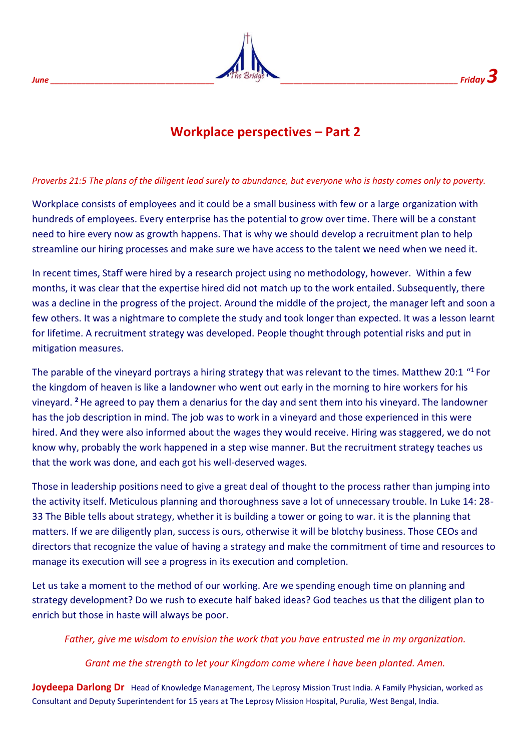# Workplace perspectives – Part 2

*Proverbs 21:5 The plans of the diligent lead surely to abundance, but everyone who is hasty comes only to poverty.*

Workplace consists of employees and it could be a small business with few or a large organization with hundreds of employees. Every enterprise has the potential to grow over time. There will be a constant need to hire every now as growth happens. That is why we should develop a recruitment plan to help streamline our hiring processes and make sure we have access to the talent we need when we need it.

In recent times, Staff were hired by a research project using no methodology, however. Within a few months, it was clear that the expertise hired did not match up to the work entailed. Subsequently, there was a decline in the progress of the project. Around the middle of the project, the manager left and soon a few others. It was a nightmare to complete the study and took longer than expected. It was a lesson learnt for lifetime. A recruitment strategy was developed. People thought through potential risks and put in mitigation measures.

The parable of the vineyard portrays a hiring strategy that was relevant to the times. Matthew 20:1 "[1] For the kingdom of heaven is like a landowner who went out early in the morning to hire workers for his vineyard. **[2]** He agreed to pay them a denarius for the day and sent them into his vineyard. The landowner has the job description in mind. The job was to work in a vineyard and those experienced in this were hired. And they were also informed about the wages they would receive. Hiring was staggered, we do not know why, probably the work happened in a step wise manner. But the recruitment strategy teaches us that the work was done, and each got his well-deserved wages.

Those in leadership positions need to give a great deal of thought to the process rather than jumping into the activity itself. Meticulous planning and thoroughness save a lot of unnecessary trouble. In Luke 14: 28-33 The Bible tells about strategy, whether it is building a tower or going to war. it is the planning that matters. If we are diligently plan, success is ours, otherwise it will be blotchy business. Those CEOs and directors that recognize the value of having a strategy and make the commitment of time and resources to manage its execution will see a progress in its execution and completion.

Let us take a moment to the method of our working. Are we spending enough time on planning and strategy development? Do we rush to execute half baked ideas? God teaches us that the diligent plan to enrich but those in haste will always be poor.

*Father, give me wisdom to envision the work that you have entrusted me in my organization.*

*Grant me the strength to let your Kingdom come where I have been planted. Amen.*

**Joydeepa Darlong Dr** Head of Knowledge Management, The Leprosy Mission Trust India. A Family Physician, worked as Consultant and Deputy Superintendent for 15 years at The Leprosy Mission Hospital, Purulia, West Bengal, India.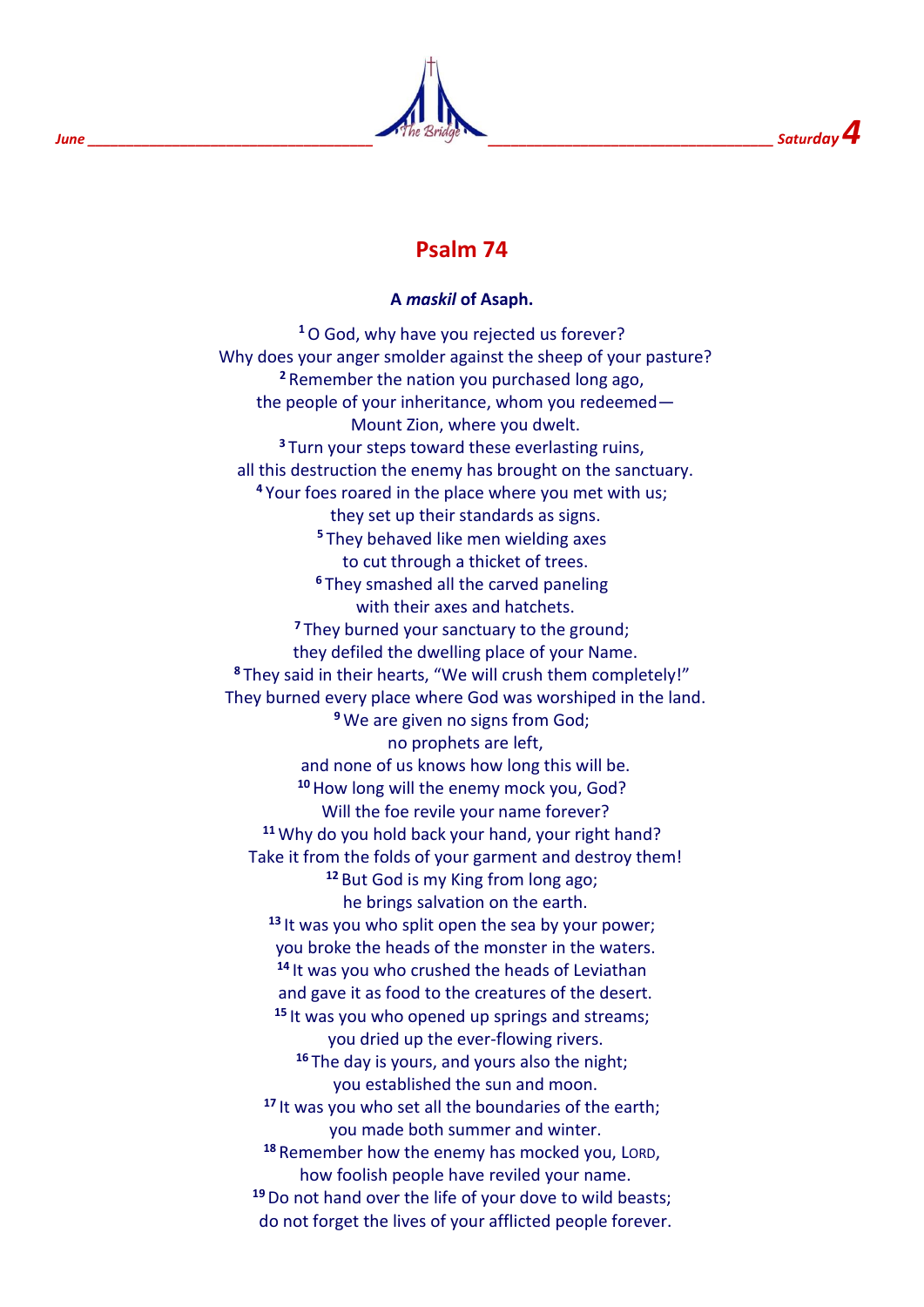# Psalm 74

**A *maskil* of Asaph.**

[1] O God, why have you rejected us forever?
Why does your anger smolder against the sheep of your pasture?
[2] Remember the nation you purchased long ago,
the people of your inheritance, whom you redeemed—
Mount Zion, where you dwelt.
[3] Turn your steps toward these everlasting ruins,
all this destruction the enemy has brought on the sanctuary.
[4] Your foes roared in the place where you met with us;
they set up their standards as signs.
[5] They behaved like men wielding axes
to cut through a thicket of trees.
[6] They smashed all the carved paneling
with their axes and hatchets.
[7] They burned your sanctuary to the ground;
they defiled the dwelling place of your Name.
[8] They said in their hearts, "We will crush them completely!"
They burned every place where God was worshiped in the land.
[9] We are given no signs from God;
no prophets are left,
and none of us knows how long this will be.
[10] How long will the enemy mock you, God?
Will the foe revile your name forever?
[11] Why do you hold back your hand, your right hand?
Take it from the folds of your garment and destroy them!
[12] But God is my King from long ago;
he brings salvation on the earth.
[13] It was you who split open the sea by your power;
you broke the heads of the monster in the waters.
[14] It was you who crushed the heads of Leviathan
and gave it as food to the creatures of the desert.
[15] It was you who opened up springs and streams;
you dried up the ever-flowing rivers.
[16] The day is yours, and yours also the night;
you established the sun and moon.
[17] It was you who set all the boundaries of the earth;
you made both summer and winter.
[18] Remember how the enemy has mocked you, LORD,
how foolish people have reviled your name.
[19] Do not hand over the life of your dove to wild beasts;
do not forget the lives of your afflicted people forever.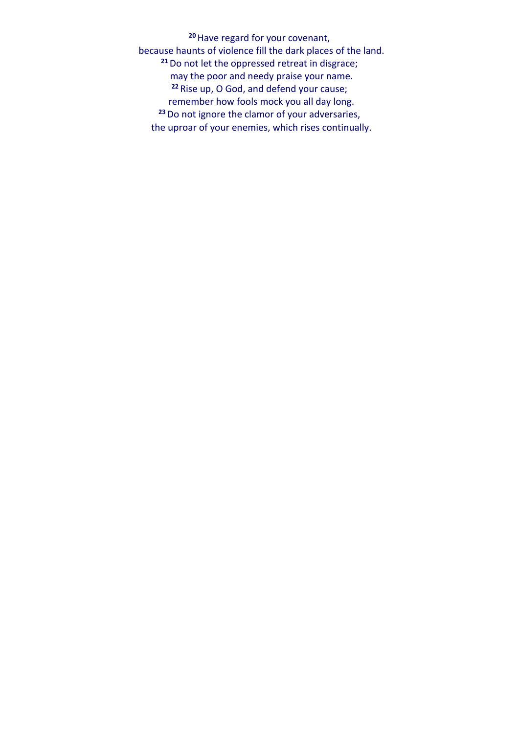[20] Have regard for your covenant,
because haunts of violence fill the dark places of the land.
[21] Do not let the oppressed retreat in disgrace;
may the poor and needy praise your name.
[22] Rise up, O God, and defend your cause;
remember how fools mock you all day long.
[23] Do not ignore the clamor of your adversaries,
the uproar of your enemies, which rises continually.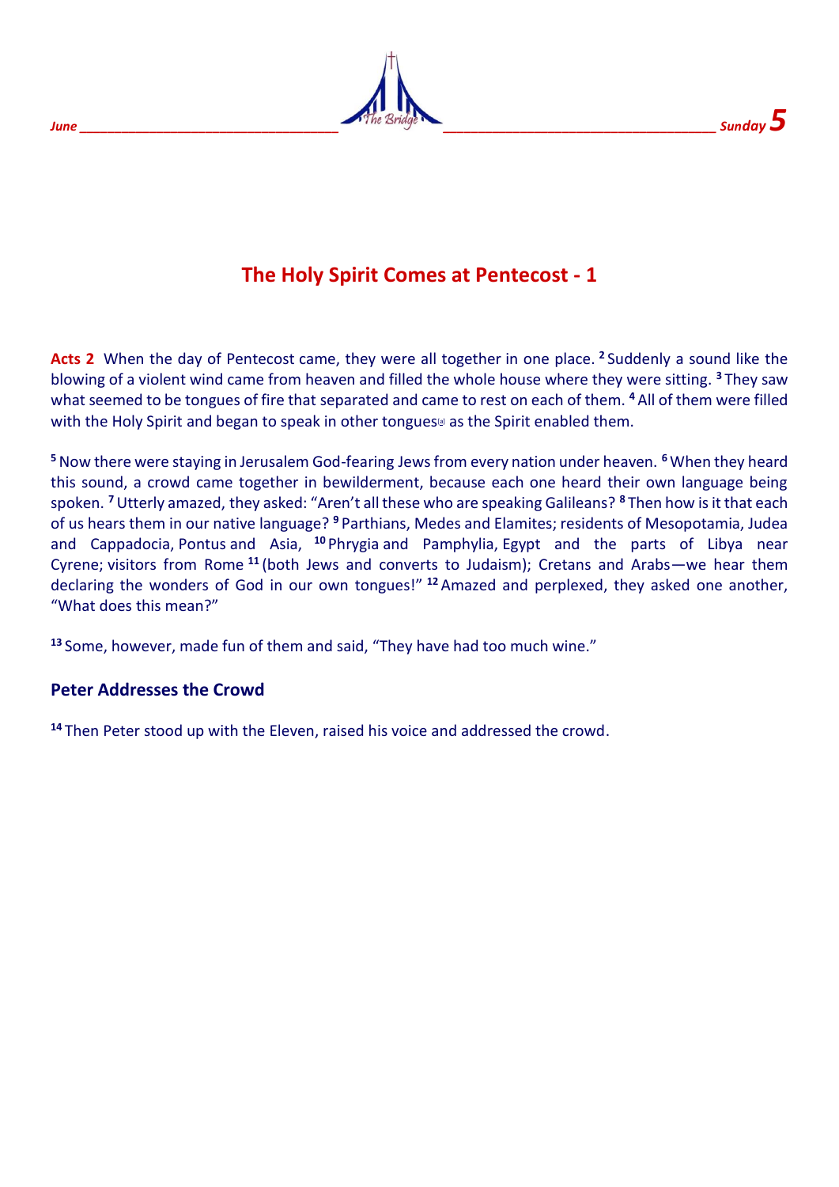# The Holy Spirit Comes at Pentecost - 1

**Acts 2** When the day of Pentecost came, they were all together in one place. [2] Suddenly a sound like the blowing of a violent wind came from heaven and filled the whole house where they were sitting. [3] They saw what seemed to be tongues of fire that separated and came to rest on each of them. [4] All of them were filled with the Holy Spirit and began to speak in other tongues[a] as the Spirit enabled them.

[5] Now there were staying in Jerusalem God-fearing Jews from every nation under heaven. [6] When they heard this sound, a crowd came together in bewilderment, because each one heard their own language being spoken. [7] Utterly amazed, they asked: "Aren't all these who are speaking Galileans? [8] Then how is it that each of us hears them in our native language? [9] Parthians, Medes and Elamites; residents of Mesopotamia, Judea and Cappadocia, Pontus and Asia, [10] Phrygia and Pamphylia, Egypt and the parts of Libya near Cyrene; visitors from Rome [11] (both Jews and converts to Judaism); Cretans and Arabs—we hear them declaring the wonders of God in our own tongues!" [12] Amazed and perplexed, they asked one another, "What does this mean?"

[13] Some, however, made fun of them and said, "They have had too much wine."

## Peter Addresses the Crowd

[14] Then Peter stood up with the Eleven, raised his voice and addressed the crowd.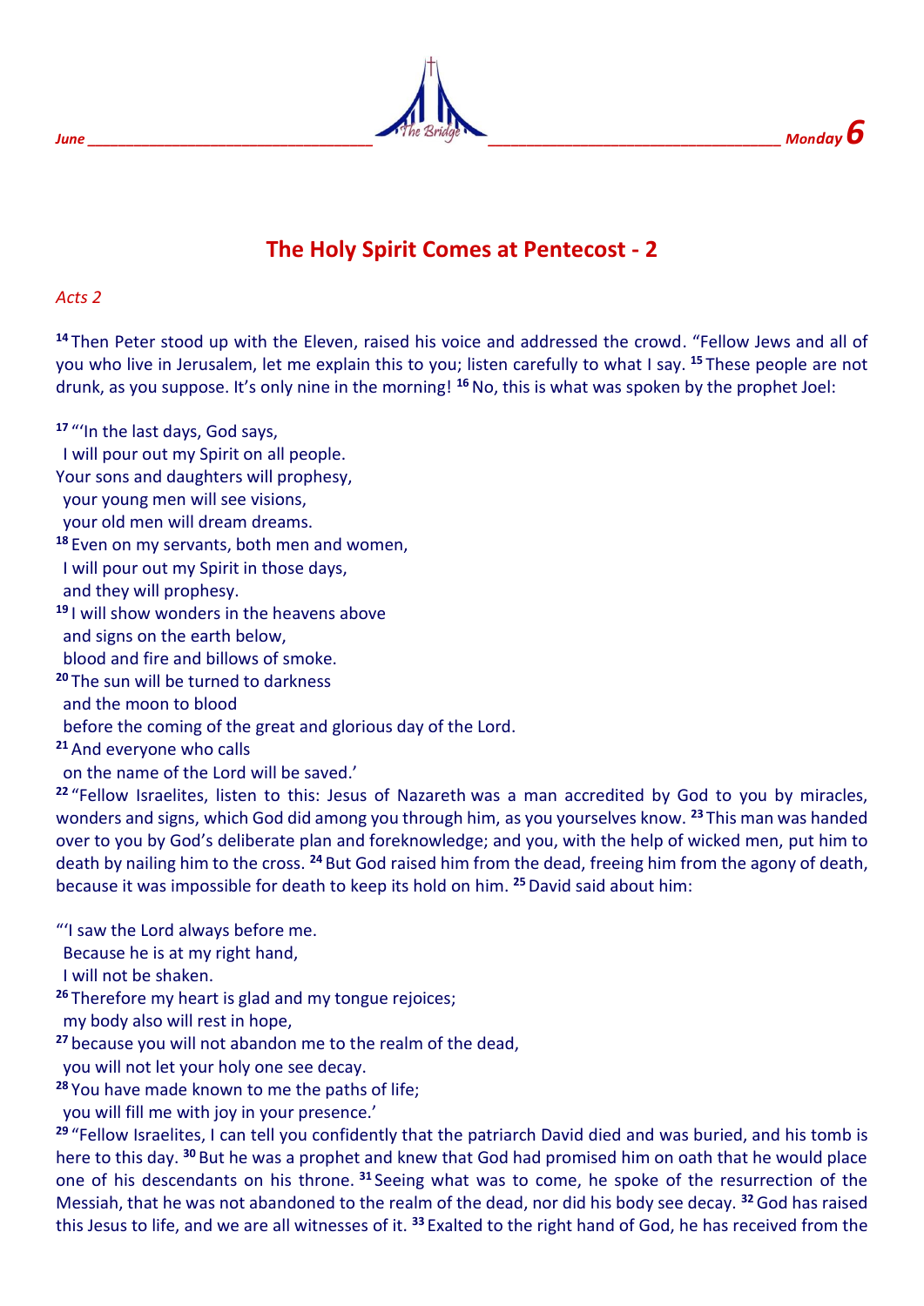# The Holy Spirit Comes at Pentecost - 2

*Acts 2*

[14] Then Peter stood up with the Eleven, raised his voice and addressed the crowd. "Fellow Jews and all of you who live in Jerusalem, let me explain this to you; listen carefully to what I say. [15] These people are not drunk, as you suppose. It's only nine in the morning! [16] No, this is what was spoken by the prophet Joel:

[17] "'In the last days, God says,
 I will pour out my Spirit on all people.
Your sons and daughters will prophesy,
 your young men will see visions,
 your old men will dream dreams.
[18] Even on my servants, both men and women,
 I will pour out my Spirit in those days,
 and they will prophesy.
[19] I will show wonders in the heavens above
 and signs on the earth below,
 blood and fire and billows of smoke.
[20] The sun will be turned to darkness
 and the moon to blood
 before the coming of the great and glorious day of the Lord.
[21] And everyone who calls
 on the name of the Lord will be saved.'
[22] "Fellow Israelites, listen to this: Jesus of Nazareth was a man accredited by God to you by miracles, wonders and signs, which God did among you through him, as you yourselves know. [23] This man was handed over to you by God's deliberate plan and foreknowledge; and you, with the help of wicked men, put him to death by nailing him to the cross. [24] But God raised him from the dead, freeing him from the agony of death, because it was impossible for death to keep its hold on him. [25] David said about him:

"'I saw the Lord always before me.
 Because he is at my right hand,
 I will not be shaken.
[26] Therefore my heart is glad and my tongue rejoices;
 my body also will rest in hope,
[27] because you will not abandon me to the realm of the dead,
 you will not let your holy one see decay.
[28] You have made known to me the paths of life;
 you will fill me with joy in your presence.'
[29] "Fellow Israelites, I can tell you confidently that the patriarch David died and was buried, and his tomb is here to this day. [30] But he was a prophet and knew that God had promised him on oath that he would place one of his descendants on his throne. [31] Seeing what was to come, he spoke of the resurrection of the Messiah, that he was not abandoned to the realm of the dead, nor did his body see decay. [32] God has raised this Jesus to life, and we are all witnesses of it. [33] Exalted to the right hand of God, he has received from the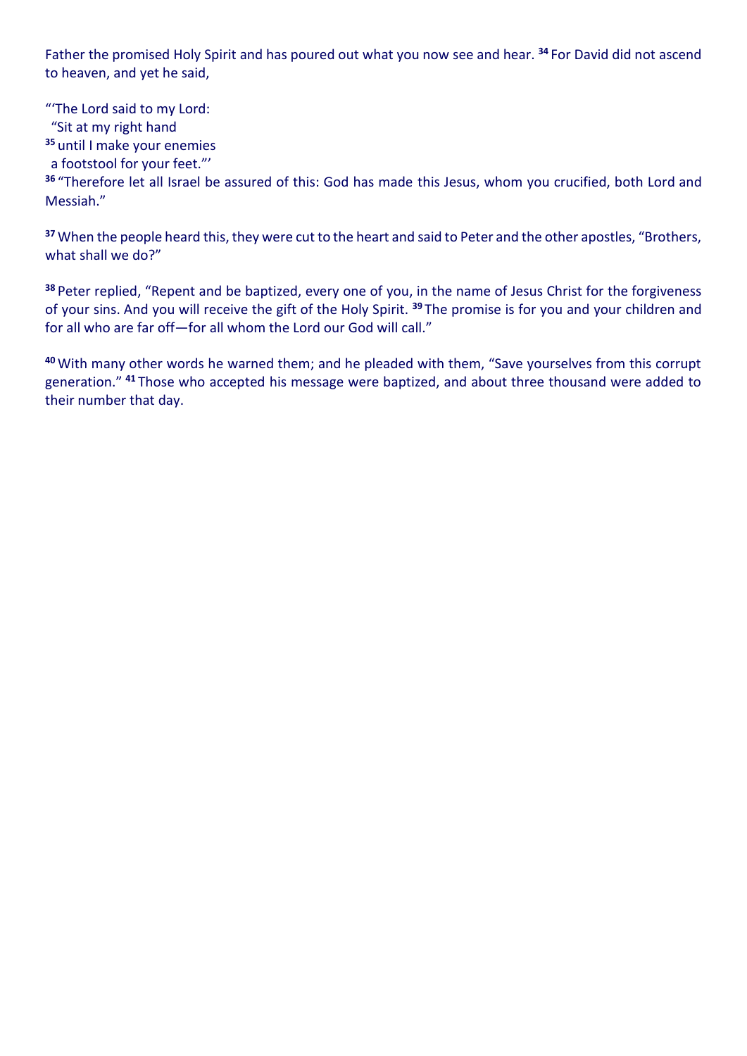Father the promised Holy Spirit and has poured out what you now see and hear. **34** For David did not ascend to heaven, and yet he said,

"'The Lord said to my Lord:
 "Sit at my right hand
**35** until I make your enemies
 a footstool for your feet."'
**36** "Therefore let all Israel be assured of this: God has made this Jesus, whom you crucified, both Lord and Messiah."

**37** When the people heard this, they were cut to the heart and said to Peter and the other apostles, "Brothers, what shall we do?"

**38** Peter replied, "Repent and be baptized, every one of you, in the name of Jesus Christ for the forgiveness of your sins. And you will receive the gift of the Holy Spirit. **39** The promise is for you and your children and for all who are far off—for all whom the Lord our God will call."

**40** With many other words he warned them; and he pleaded with them, "Save yourselves from this corrupt generation." **41** Those who accepted his message were baptized, and about three thousand were added to their number that day.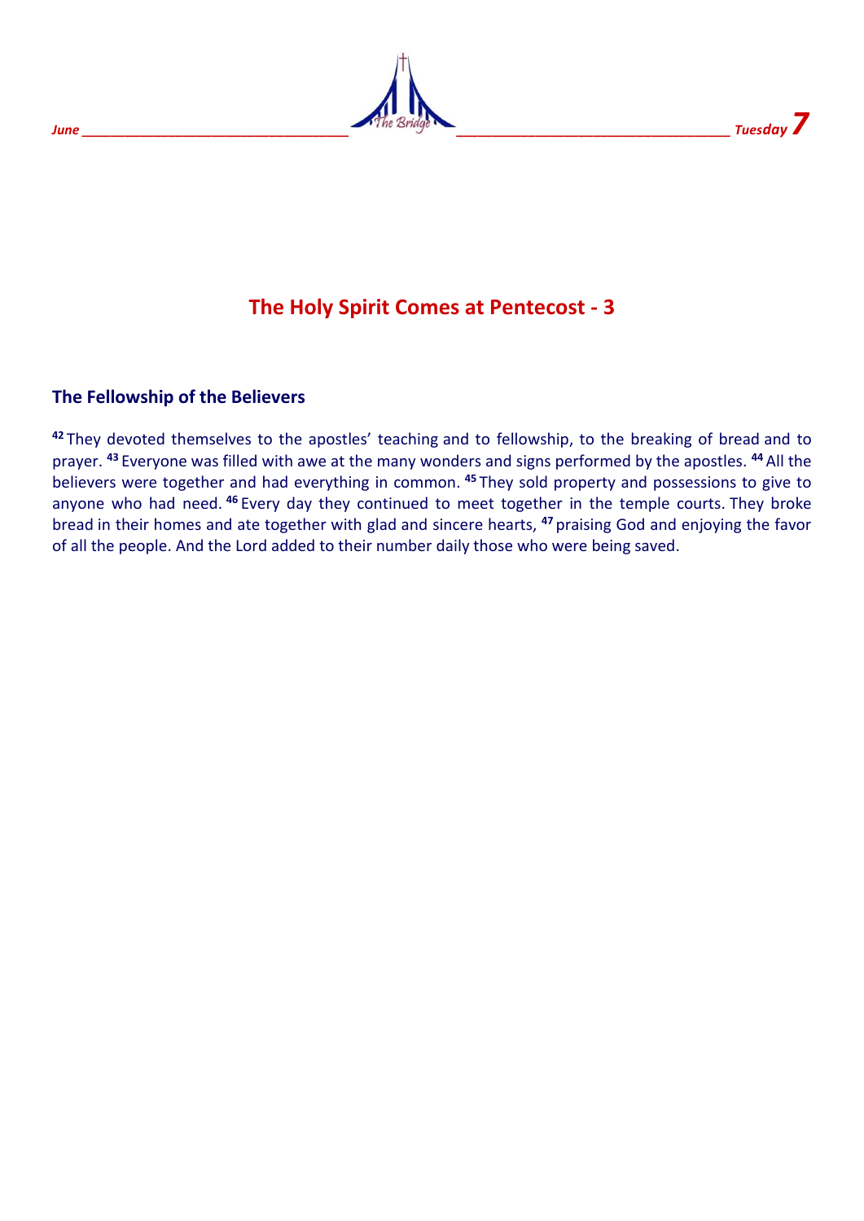# The Holy Spirit Comes at Pentecost - 3

## The Fellowship of the Believers

[42] They devoted themselves to the apostles' teaching and to fellowship, to the breaking of bread and to prayer. [43] Everyone was filled with awe at the many wonders and signs performed by the apostles. [44] All the believers were together and had everything in common. [45] They sold property and possessions to give to anyone who had need. [46] Every day they continued to meet together in the temple courts. They broke bread in their homes and ate together with glad and sincere hearts, [47] praising God and enjoying the favor of all the people. And the Lord added to their number daily those who were being saved.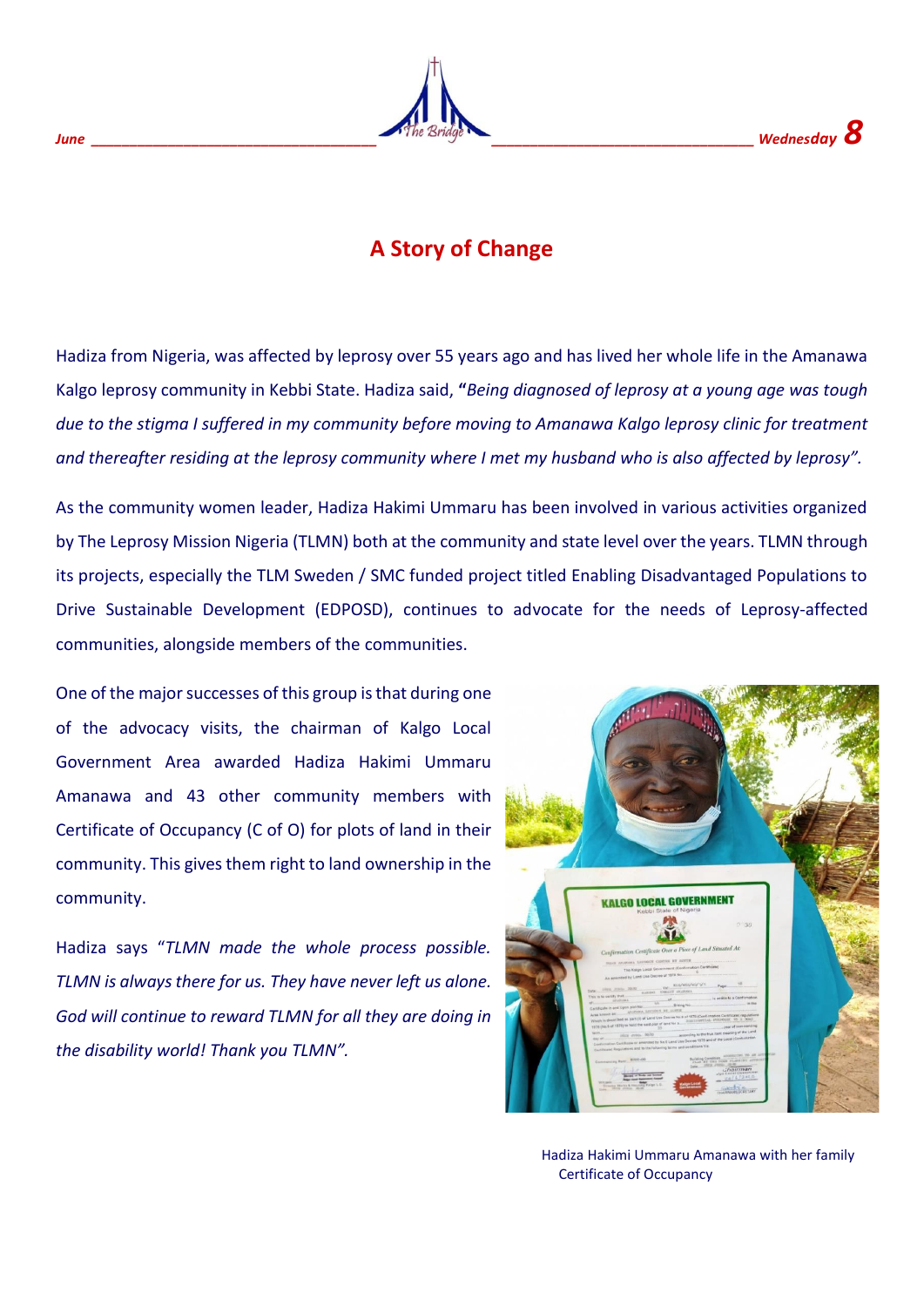## A Story of Change

Hadiza from Nigeria, was affected by leprosy over 55 years ago and has lived her whole life in the Amanawa Kalgo leprosy community in Kebbi State. Hadiza said, **"***Being diagnosed of leprosy at a young age was tough due to the stigma I suffered in my community before moving to Amanawa Kalgo leprosy clinic for treatment and thereafter residing at the leprosy community where I met my husband who is also affected by leprosy".*

As the community women leader, Hadiza Hakimi Ummaru has been involved in various activities organized by The Leprosy Mission Nigeria (TLMN) both at the community and state level over the years. TLMN through its projects, especially the TLM Sweden / SMC funded project titled Enabling Disadvantaged Populations to Drive Sustainable Development (EDPOSD), continues to advocate for the needs of Leprosy-affected communities, alongside members of the communities.

One of the major successes of this group is that during one of the advocacy visits, the chairman of Kalgo Local Government Area awarded Hadiza Hakimi Ummaru Amanawa and 43 other community members with Certificate of Occupancy (C of O) for plots of land in their community. This gives them right to land ownership in the community.

Hadiza says "*TLMN made the whole process possible. TLMN is always there for us. They have never left us alone. God will continue to reward TLMN for all they are doing in the disability world! Thank you TLMN".*

Hadiza Hakimi Ummaru Amanawa with her family Certificate of Occupancy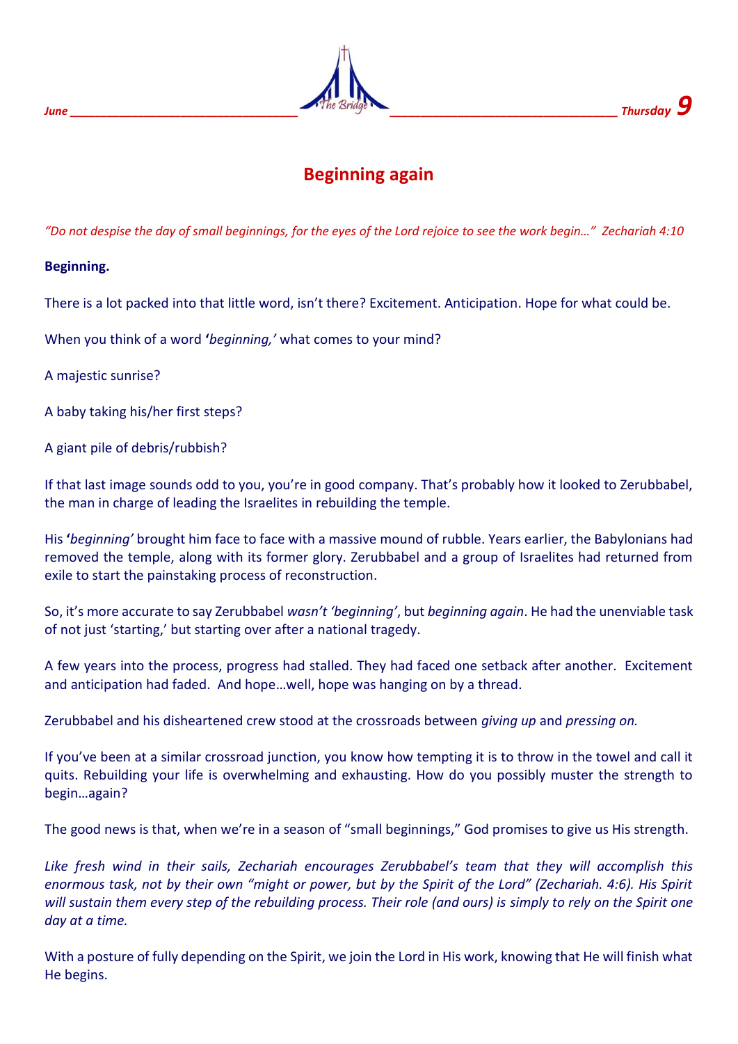# Beginning again

*"Do not despise the day of small beginnings, for the eyes of the Lord rejoice to see the work begin…" Zechariah 4:10*

**Beginning.**

There is a lot packed into that little word, isn't there? Excitement. Anticipation. Hope for what could be.

When you think of a word **'***beginning,'* what comes to your mind?

A majestic sunrise?

A baby taking his/her first steps?

A giant pile of debris/rubbish?

If that last image sounds odd to you, you're in good company. That's probably how it looked to Zerubbabel, the man in charge of leading the Israelites in rebuilding the temple.

His **'***beginning'* brought him face to face with a massive mound of rubble. Years earlier, the Babylonians had removed the temple, along with its former glory. Zerubbabel and a group of Israelites had returned from exile to start the painstaking process of reconstruction.

So, it's more accurate to say Zerubbabel *wasn't 'beginning'*, but *beginning again*. He had the unenviable task of not just 'starting,' but starting over after a national tragedy.

A few years into the process, progress had stalled. They had faced one setback after another. Excitement and anticipation had faded. And hope…well, hope was hanging on by a thread.

Zerubbabel and his disheartened crew stood at the crossroads between *giving up* and *pressing on.*

If you've been at a similar crossroad junction, you know how tempting it is to throw in the towel and call it quits. Rebuilding your life is overwhelming and exhausting. How do you possibly muster the strength to begin…again?

The good news is that, when we're in a season of "small beginnings," God promises to give us His strength.

*Like fresh wind in their sails, Zechariah encourages Zerubbabel's team that they will accomplish this enormous task, not by their own "might or power, but by the Spirit of the Lord" (Zechariah. 4:6). His Spirit will sustain them every step of the rebuilding process. Their role (and ours) is simply to rely on the Spirit one day at a time.*

With a posture of fully depending on the Spirit, we join the Lord in His work, knowing that He will finish what He begins.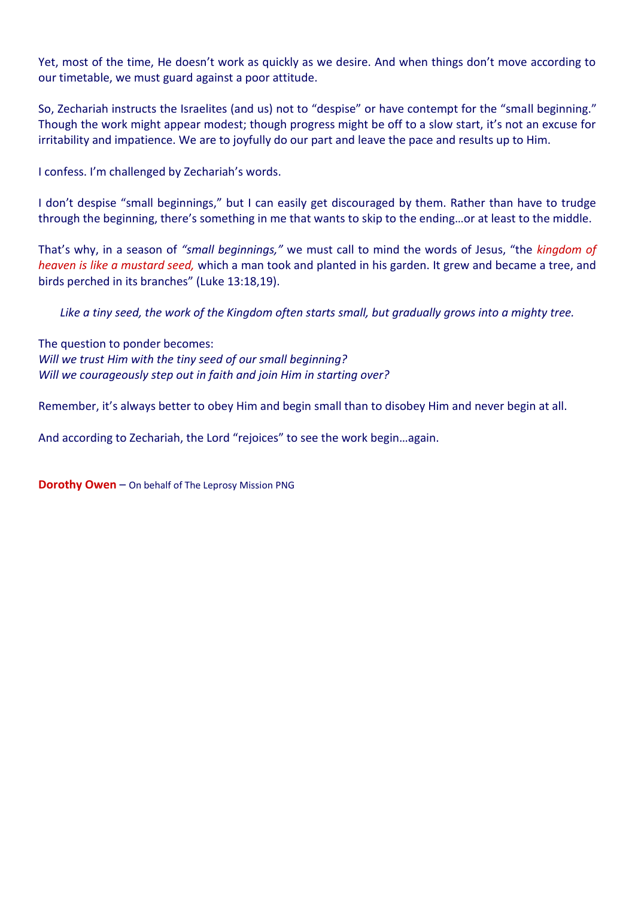Yet, most of the time, He doesn't work as quickly as we desire. And when things don't move according to our timetable, we must guard against a poor attitude.

So, Zechariah instructs the Israelites (and us) not to "despise" or have contempt for the "small beginning." Though the work might appear modest; though progress might be off to a slow start, it's not an excuse for irritability and impatience. We are to joyfully do our part and leave the pace and results up to Him.

I confess. I'm challenged by Zechariah's words.

I don't despise "small beginnings," but I can easily get discouraged by them. Rather than have to trudge through the beginning, there's something in me that wants to skip to the ending…or at least to the middle.

That's why, in a season of *"small beginnings,"* we must call to mind the words of Jesus, "the *kingdom of heaven is like a mustard seed,* which a man took and planted in his garden. It grew and became a tree, and birds perched in its branches" (Luke 13:18,19).

*Like a tiny seed, the work of the Kingdom often starts small, but gradually grows into a mighty tree.*

The question to ponder becomes:
*Will we trust Him with the tiny seed of our small beginning?*
*Will we courageously step out in faith and join Him in starting over?*

Remember, it's always better to obey Him and begin small than to disobey Him and never begin at all.

And according to Zechariah, the Lord "rejoices" to see the work begin…again.

**Dorothy Owen** – On behalf of The Leprosy Mission PNG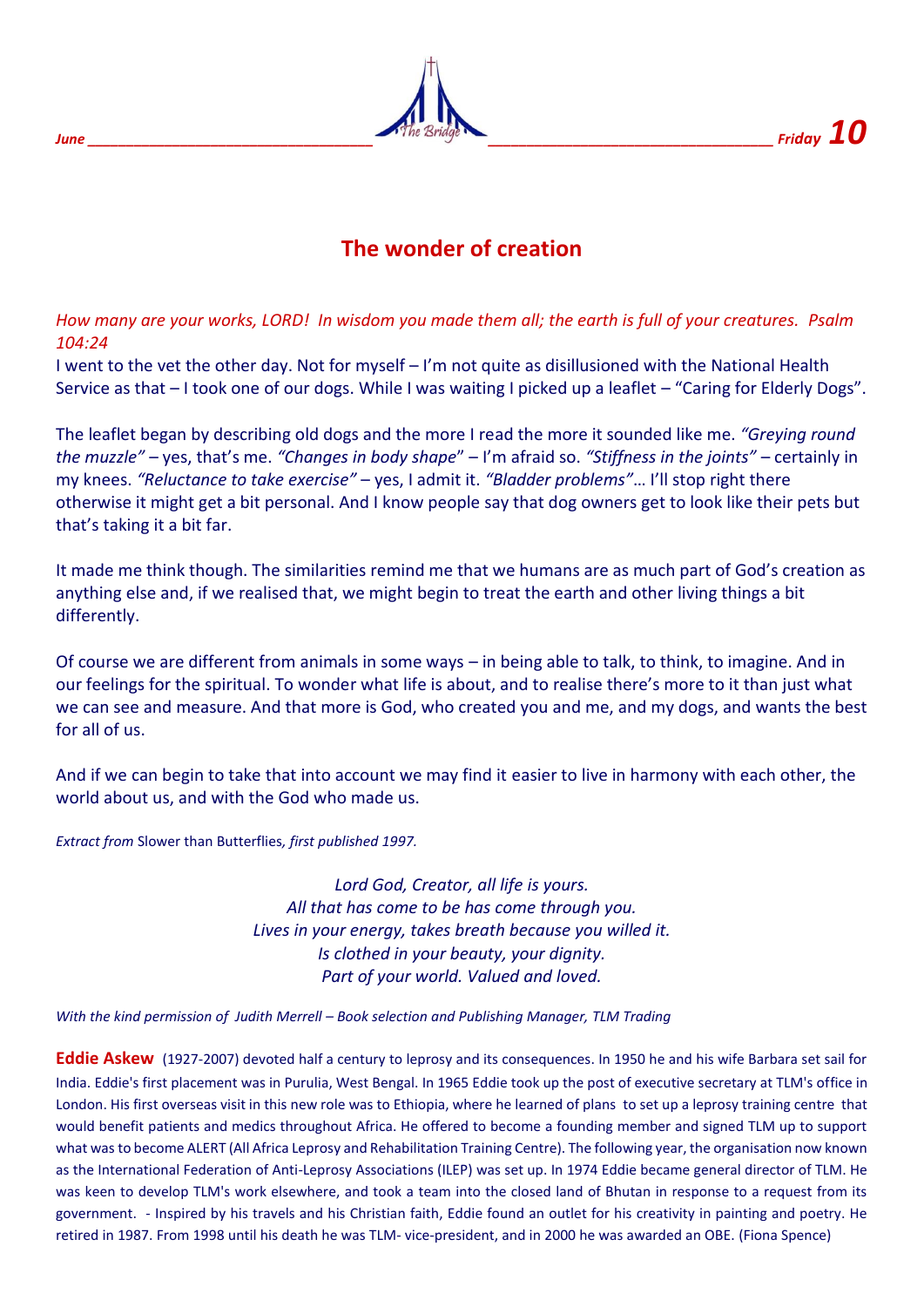# The wonder of creation

*How many are your works, LORD! In wisdom you made them all; the earth is full of your creatures. Psalm 104:24*

I went to the vet the other day. Not for myself – I'm not quite as disillusioned with the National Health Service as that – I took one of our dogs. While I was waiting I picked up a leaflet – "Caring for Elderly Dogs".

The leaflet began by describing old dogs and the more I read the more it sounded like me. *"Greying round the muzzle"* – yes, that's me. *"Changes in body shape*" – I'm afraid so. *"Stiffness in the joints"* – certainly in my knees. *"Reluctance to take exercise"* – yes, I admit it. *"Bladder problems"*… I'll stop right there otherwise it might get a bit personal. And I know people say that dog owners get to look like their pets but that's taking it a bit far.

It made me think though. The similarities remind me that we humans are as much part of God's creation as anything else and, if we realised that, we might begin to treat the earth and other living things a bit differently.

Of course we are different from animals in some ways – in being able to talk, to think, to imagine. And in our feelings for the spiritual. To wonder what life is about, and to realise there's more to it than just what we can see and measure. And that more is God, who created you and me, and my dogs, and wants the best for all of us.

And if we can begin to take that into account we may find it easier to live in harmony with each other, the world about us, and with the God who made us.

*Extract from* Slower than Butterflies*, first published 1997.*

*Lord God, Creator, all life is yours.*
*All that has come to be has come through you.*
*Lives in your energy, takes breath because you willed it.*
*Is clothed in your beauty, your dignity.*
*Part of your world. Valued and loved.*

*With the kind permission of Judith Merrell – Book selection and Publishing Manager, TLM Trading*

**Eddie Askew** (1927-2007) devoted half a century to leprosy and its consequences. In 1950 he and his wife Barbara set sail for India. Eddie's first placement was in Purulia, West Bengal. In 1965 Eddie took up the post of executive secretary at TLM's office in London. His first overseas visit in this new role was to Ethiopia, where he learned of plans to set up a leprosy training centre that would benefit patients and medics throughout Africa. He offered to become a founding member and signed TLM up to support what was to become ALERT (All Africa Leprosy and Rehabilitation Training Centre). The following year, the organisation now known as the International Federation of Anti-Leprosy Associations (ILEP) was set up. In 1974 Eddie became general director of TLM. He was keen to develop TLM's work elsewhere, and took a team into the closed land of Bhutan in response to a request from its government. - Inspired by his travels and his Christian faith, Eddie found an outlet for his creativity in painting and poetry. He retired in 1987. From 1998 until his death he was TLM- vice-president, and in 2000 he was awarded an OBE. (Fiona Spence)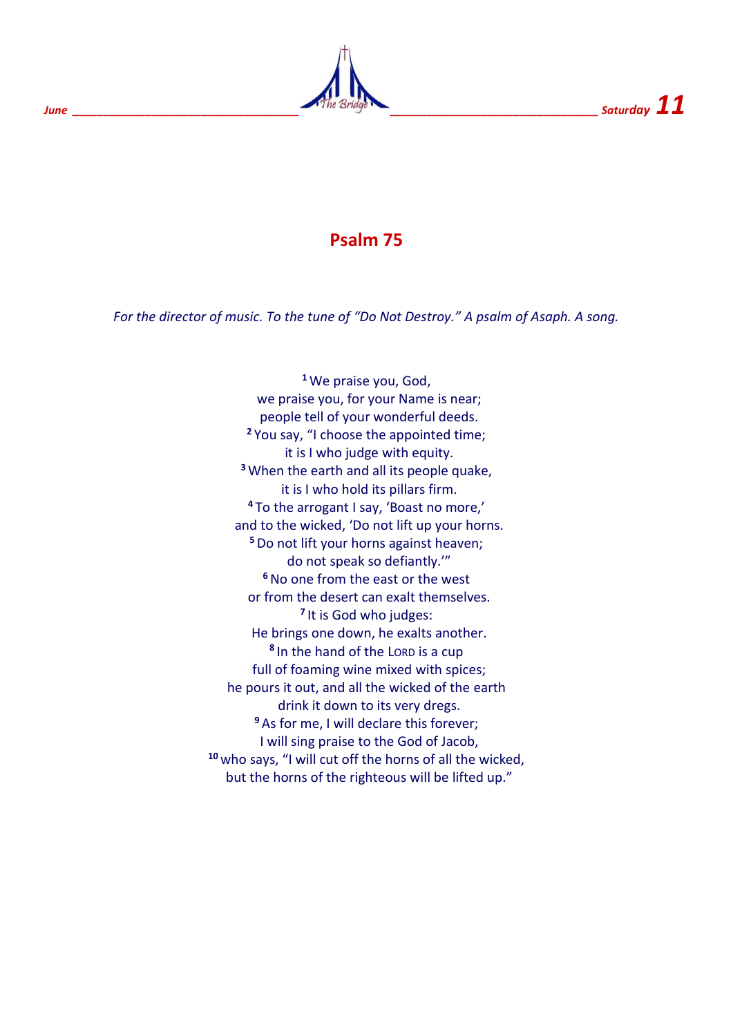# Psalm 75

*For the director of music. To the tune of "Do Not Destroy." A psalm of Asaph. A song.*

[1] We praise you, God,
we praise you, for your Name is near;
people tell of your wonderful deeds.
[2] You say, "I choose the appointed time;
it is I who judge with equity.
[3] When the earth and all its people quake,
it is I who hold its pillars firm.
[4] To the arrogant I say, 'Boast no more,'
and to the wicked, 'Do not lift up your horns.
[5] Do not lift your horns against heaven;
do not speak so defiantly.'"
[6] No one from the east or the west
or from the desert can exalt themselves.
[7] It is God who judges:
He brings one down, he exalts another.
[8] In the hand of the LORD is a cup
full of foaming wine mixed with spices;
he pours it out, and all the wicked of the earth
drink it down to its very dregs.
[9] As for me, I will declare this forever;
I will sing praise to the God of Jacob,
[10] who says, "I will cut off the horns of all the wicked,
but the horns of the righteous will be lifted up."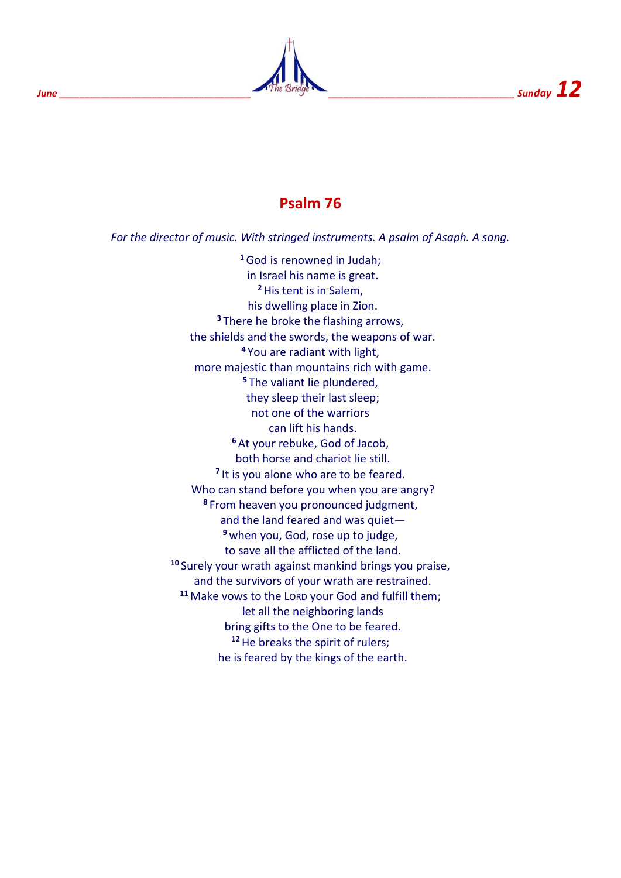# Psalm 76

*For the director of music. With stringed instruments. A psalm of Asaph. A song.*

[1] God is renowned in Judah;
in Israel his name is great.
[2] His tent is in Salem,
his dwelling place in Zion.
[3] There he broke the flashing arrows,
the shields and the swords, the weapons of war.
[4] You are radiant with light,
more majestic than mountains rich with game.
[5] The valiant lie plundered,
they sleep their last sleep;
not one of the warriors
can lift his hands.
[6] At your rebuke, God of Jacob,
both horse and chariot lie still.
[7] It is you alone who are to be feared.
Who can stand before you when you are angry?
[8] From heaven you pronounced judgment,
and the land feared and was quiet—
[9] when you, God, rose up to judge,
to save all the afflicted of the land.
[10] Surely your wrath against mankind brings you praise,
and the survivors of your wrath are restrained.
[11] Make vows to the LORD your God and fulfill them;
let all the neighboring lands
bring gifts to the One to be feared.
[12] He breaks the spirit of rulers;
he is feared by the kings of the earth.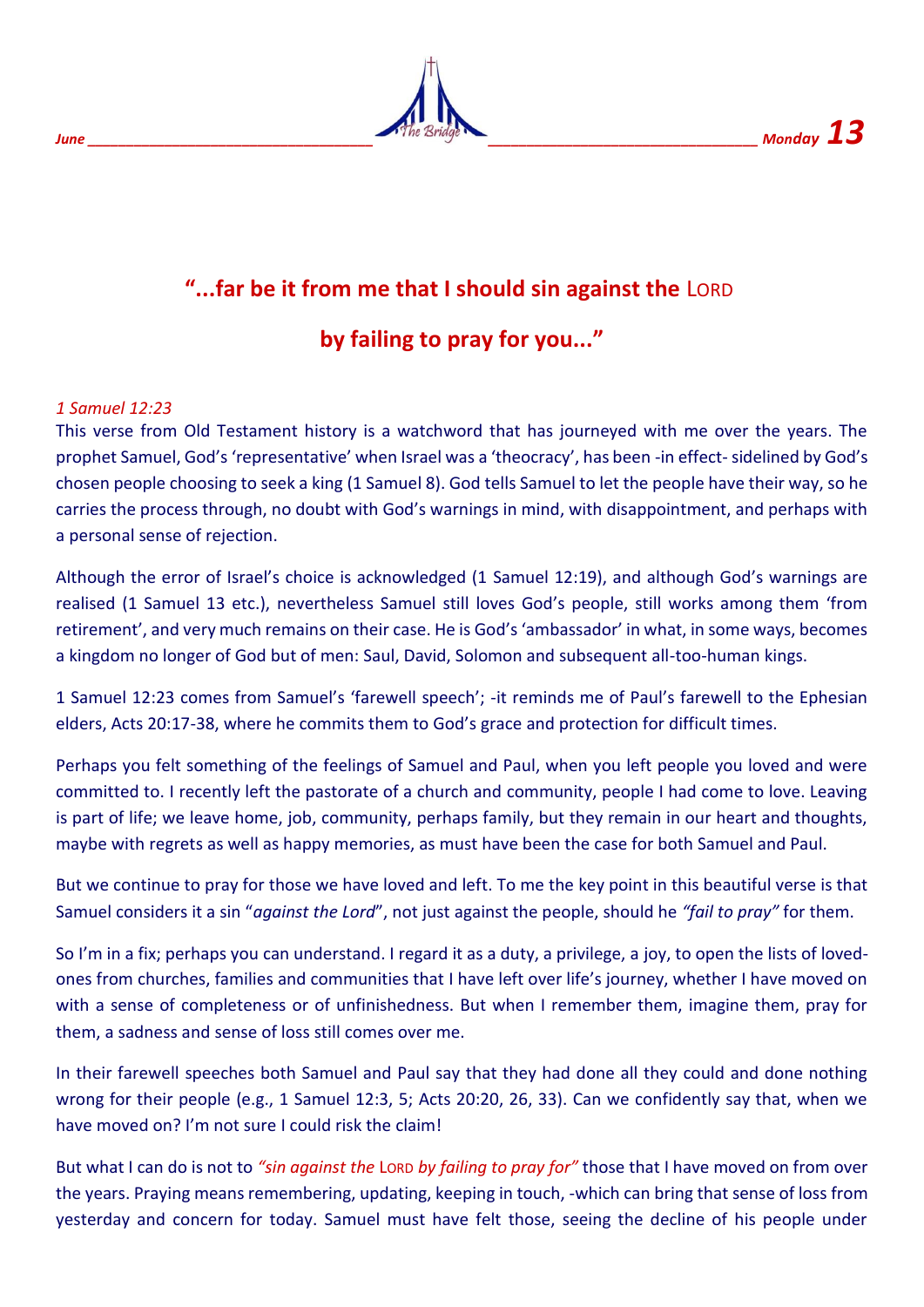# **"...far be it from me that I should sin against the LORD by failing to pray for you..."**

*1 Samuel 12:23*

This verse from Old Testament history is a watchword that has journeyed with me over the years. The prophet Samuel, God's 'representative' when Israel was a 'theocracy', has been -in effect- sidelined by God's chosen people choosing to seek a king (1 Samuel 8). God tells Samuel to let the people have their way, so he carries the process through, no doubt with God's warnings in mind, with disappointment, and perhaps with a personal sense of rejection.

Although the error of Israel's choice is acknowledged (1 Samuel 12:19), and although God's warnings are realised (1 Samuel 13 etc.), nevertheless Samuel still loves God's people, still works among them 'from retirement', and very much remains on their case. He is God's 'ambassador' in what, in some ways, becomes a kingdom no longer of God but of men: Saul, David, Solomon and subsequent all-too-human kings.

1 Samuel 12:23 comes from Samuel's 'farewell speech'; -it reminds me of Paul's farewell to the Ephesian elders, Acts 20:17-38, where he commits them to God's grace and protection for difficult times.

Perhaps you felt something of the feelings of Samuel and Paul, when you left people you loved and were committed to. I recently left the pastorate of a church and community, people I had come to love. Leaving is part of life; we leave home, job, community, perhaps family, but they remain in our heart and thoughts, maybe with regrets as well as happy memories, as must have been the case for both Samuel and Paul.

But we continue to pray for those we have loved and left. To me the key point in this beautiful verse is that Samuel considers it a sin "*against the Lord*", not just against the people, should he *"fail to pray"* for them.

So I'm in a fix; perhaps you can understand. I regard it as a duty, a privilege, a joy, to open the lists of loved-ones from churches, families and communities that I have left over life's journey, whether I have moved on with a sense of completeness or of unfinishedness. But when I remember them, imagine them, pray for them, a sadness and sense of loss still comes over me.

In their farewell speeches both Samuel and Paul say that they had done all they could and done nothing wrong for their people (e.g., 1 Samuel 12:3, 5; Acts 20:20, 26, 33). Can we confidently say that, when we have moved on? I'm not sure I could risk the claim!

But what I can do is not to *"sin against the* LORD *by failing to pray for"* those that I have moved on from over the years. Praying means remembering, updating, keeping in touch, -which can bring that sense of loss from yesterday and concern for today. Samuel must have felt those, seeing the decline of his people under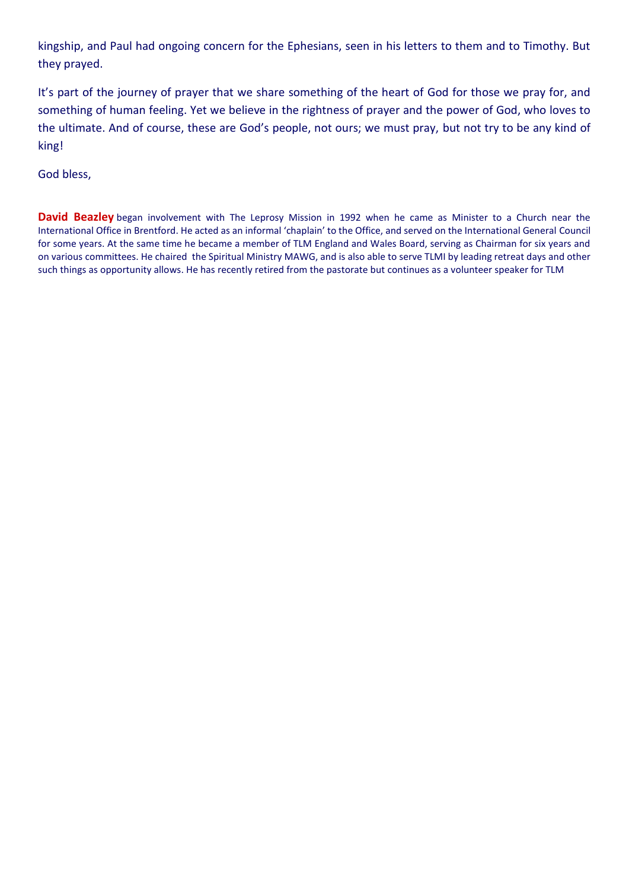kingship, and Paul had ongoing concern for the Ephesians, seen in his letters to them and to Timothy. But they prayed.

It's part of the journey of prayer that we share something of the heart of God for those we pray for, and something of human feeling. Yet we believe in the rightness of prayer and the power of God, who loves to the ultimate. And of course, these are God's people, not ours; we must pray, but not try to be any kind of king!

God bless,

**David Beazley** began involvement with The Leprosy Mission in 1992 when he came as Minister to a Church near the International Office in Brentford. He acted as an informal 'chaplain' to the Office, and served on the International General Council for some years. At the same time he became a member of TLM England and Wales Board, serving as Chairman for six years and on various committees. He chaired the Spiritual Ministry MAWG, and is also able to serve TLMI by leading retreat days and other such things as opportunity allows. He has recently retired from the pastorate but continues as a volunteer speaker for TLM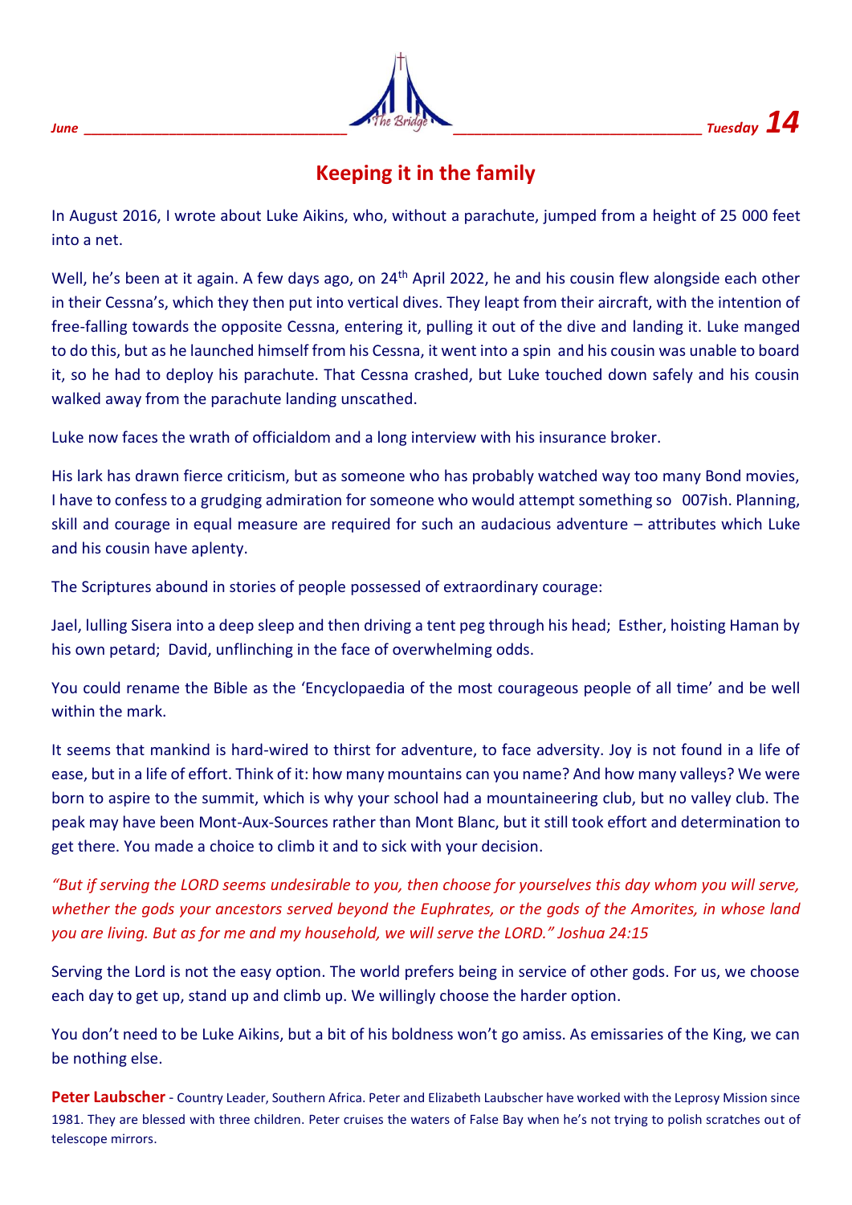## Keeping it in the family

In August 2016, I wrote about Luke Aikins, who, without a parachute, jumped from a height of 25 000 feet into a net.

Well, he's been at it again. A few days ago, on 24th April 2022, he and his cousin flew alongside each other in their Cessna's, which they then put into vertical dives. They leapt from their aircraft, with the intention of free-falling towards the opposite Cessna, entering it, pulling it out of the dive and landing it. Luke manged to do this, but as he launched himself from his Cessna, it went into a spin and his cousin was unable to board it, so he had to deploy his parachute. That Cessna crashed, but Luke touched down safely and his cousin walked away from the parachute landing unscathed.

Luke now faces the wrath of officialdom and a long interview with his insurance broker.

His lark has drawn fierce criticism, but as someone who has probably watched way too many Bond movies, I have to confess to a grudging admiration for someone who would attempt something so 007ish. Planning, skill and courage in equal measure are required for such an audacious adventure – attributes which Luke and his cousin have aplenty.

The Scriptures abound in stories of people possessed of extraordinary courage:

Jael, lulling Sisera into a deep sleep and then driving a tent peg through his head; Esther, hoisting Haman by his own petard; David, unflinching in the face of overwhelming odds.

You could rename the Bible as the 'Encyclopaedia of the most courageous people of all time' and be well within the mark.

It seems that mankind is hard-wired to thirst for adventure, to face adversity. Joy is not found in a life of ease, but in a life of effort. Think of it: how many mountains can you name? And how many valleys? We were born to aspire to the summit, which is why your school had a mountaineering club, but no valley club. The peak may have been Mont-Aux-Sources rather than Mont Blanc, but it still took effort and determination to get there. You made a choice to climb it and to sick with your decision.

*"But if serving the LORD seems undesirable to you, then choose for yourselves this day whom you will serve, whether the gods your ancestors served beyond the Euphrates, or the gods of the Amorites, in whose land you are living. But as for me and my household, we will serve the LORD." Joshua 24:15*

Serving the Lord is not the easy option. The world prefers being in service of other gods. For us, we choose each day to get up, stand up and climb up. We willingly choose the harder option.

You don't need to be Luke Aikins, but a bit of his boldness won't go amiss. As emissaries of the King, we can be nothing else.

**Peter Laubscher** - Country Leader, Southern Africa. Peter and Elizabeth Laubscher have worked with the Leprosy Mission since 1981. They are blessed with three children. Peter cruises the waters of False Bay when he's not trying to polish scratches out of telescope mirrors.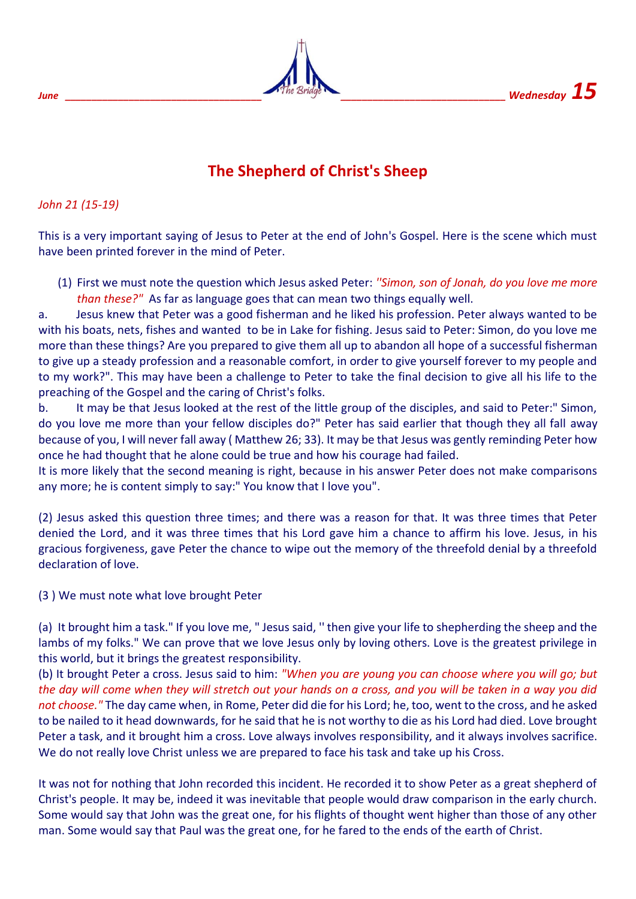# The Shepherd of Christ's Sheep

*John 21 (15-19)*

This is a very important saying of Jesus to Peter at the end of John's Gospel. Here is the scene which must have been printed forever in the mind of Peter.

(1) First we must note the question which Jesus asked Peter: *''Simon, son of Jonah, do you love me more than these?"* As far as language goes that can mean two things equally well.

a. Jesus knew that Peter was a good fisherman and he liked his profession. Peter always wanted to be with his boats, nets, fishes and wanted to be in Lake for fishing. Jesus said to Peter: Simon, do you love me more than these things? Are you prepared to give them all up to abandon all hope of a successful fisherman to give up a steady profession and a reasonable comfort, in order to give yourself forever to my people and to my work?". This may have been a challenge to Peter to take the final decision to give all his life to the preaching of the Gospel and the caring of Christ's folks.

b. It may be that Jesus looked at the rest of the little group of the disciples, and said to Peter:" Simon, do you love me more than your fellow disciples do?" Peter has said earlier that though they all fall away because of you, I will never fall away ( Matthew 26; 33). It may be that Jesus was gently reminding Peter how once he had thought that he alone could be true and how his courage had failed.

It is more likely that the second meaning is right, because in his answer Peter does not make comparisons any more; he is content simply to say:" You know that I love you".

(2) Jesus asked this question three times; and there was a reason for that. It was three times that Peter denied the Lord, and it was three times that his Lord gave him a chance to affirm his love. Jesus, in his gracious forgiveness, gave Peter the chance to wipe out the memory of the threefold denial by a threefold declaration of love.

(3 ) We must note what love brought Peter

(a) It brought him a task." If you love me, " Jesus said, '' then give your life to shepherding the sheep and the lambs of my folks." We can prove that we love Jesus only by loving others. Love is the greatest privilege in this world, but it brings the greatest responsibility.

(b) It brought Peter a cross. Jesus said to him: *"When you are young you can choose where you will go; but the day will come when they will stretch out your hands on a cross, and you will be taken in a way you did not choose."* The day came when, in Rome, Peter did die for his Lord; he, too, went to the cross, and he asked to be nailed to it head downwards, for he said that he is not worthy to die as his Lord had died. Love brought Peter a task, and it brought him a cross. Love always involves responsibility, and it always involves sacrifice. We do not really love Christ unless we are prepared to face his task and take up his Cross.

It was not for nothing that John recorded this incident. He recorded it to show Peter as a great shepherd of Christ's people. It may be, indeed it was inevitable that people would draw comparison in the early church. Some would say that John was the great one, for his flights of thought went higher than those of any other man. Some would say that Paul was the great one, for he fared to the ends of the earth of Christ.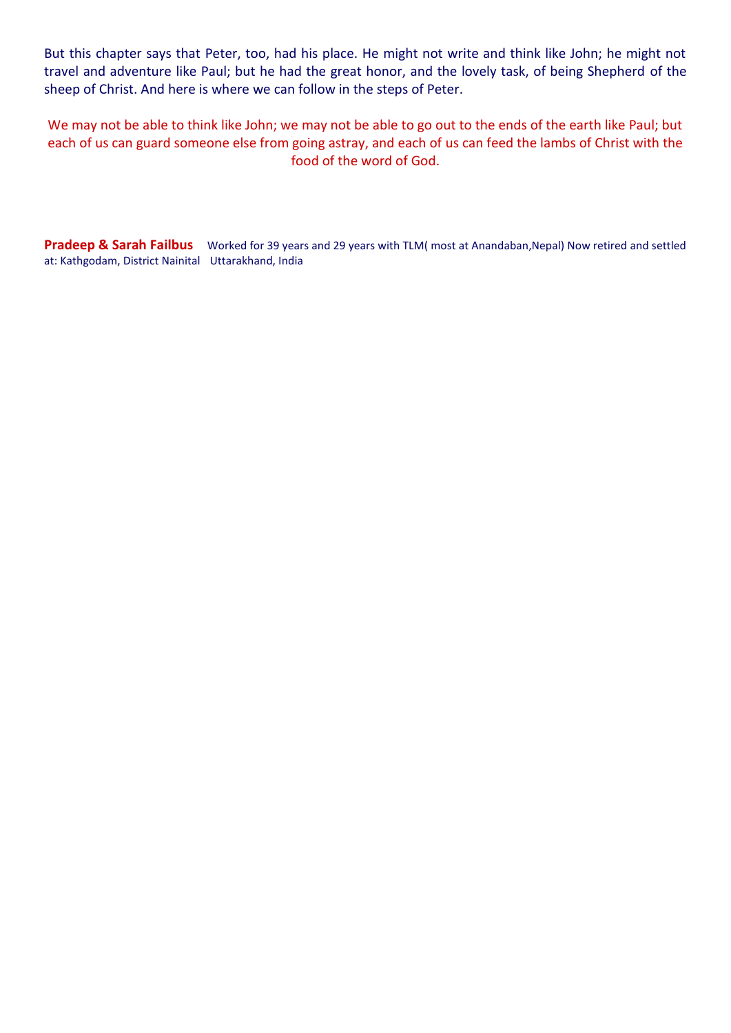But this chapter says that Peter, too, had his place. He might not write and think like John; he might not travel and adventure like Paul; but he had the great honor, and the lovely task, of being Shepherd of the sheep of Christ. And here is where we can follow in the steps of Peter.

We may not be able to think like John; we may not be able to go out to the ends of the earth like Paul; but each of us can guard someone else from going astray, and each of us can feed the lambs of Christ with the food of the word of God.

**Pradeep & Sarah Failbus** Worked for 39 years and 29 years with TLM( most at Anandaban,Nepal) Now retired and settled at: Kathgodam, District Nainital Uttarakhand, India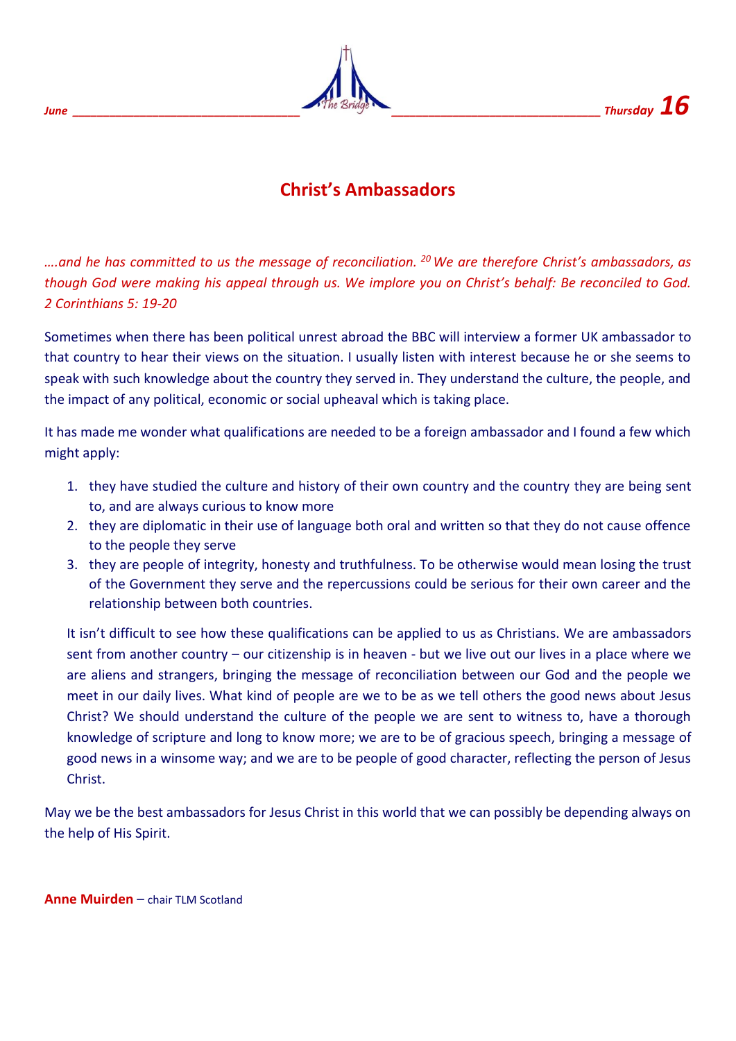# Christ's Ambassadors

*….and he has committed to us the message of reconciliation. [20] We are therefore Christ's ambassadors, as though God were making his appeal through us. We implore you on Christ's behalf: Be reconciled to God. 2 Corinthians 5: 19-20*

Sometimes when there has been political unrest abroad the BBC will interview a former UK ambassador to that country to hear their views on the situation. I usually listen with interest because he or she seems to speak with such knowledge about the country they served in. They understand the culture, the people, and the impact of any political, economic or social upheaval which is taking place.

It has made me wonder what qualifications are needed to be a foreign ambassador and I found a few which might apply:

1. they have studied the culture and history of their own country and the country they are being sent to, and are always curious to know more
2. they are diplomatic in their use of language both oral and written so that they do not cause offence to the people they serve
3. they are people of integrity, honesty and truthfulness. To be otherwise would mean losing the trust of the Government they serve and the repercussions could be serious for their own career and the relationship between both countries.

It isn't difficult to see how these qualifications can be applied to us as Christians. We are ambassadors sent from another country – our citizenship is in heaven - but we live out our lives in a place where we are aliens and strangers, bringing the message of reconciliation between our God and the people we meet in our daily lives. What kind of people are we to be as we tell others the good news about Jesus Christ? We should understand the culture of the people we are sent to witness to, have a thorough knowledge of scripture and long to know more; we are to be of gracious speech, bringing a message of good news in a winsome way; and we are to be people of good character, reflecting the person of Jesus Christ.

May we be the best ambassadors for Jesus Christ in this world that we can possibly be depending always on the help of His Spirit.

**Anne Muirden** – chair TLM Scotland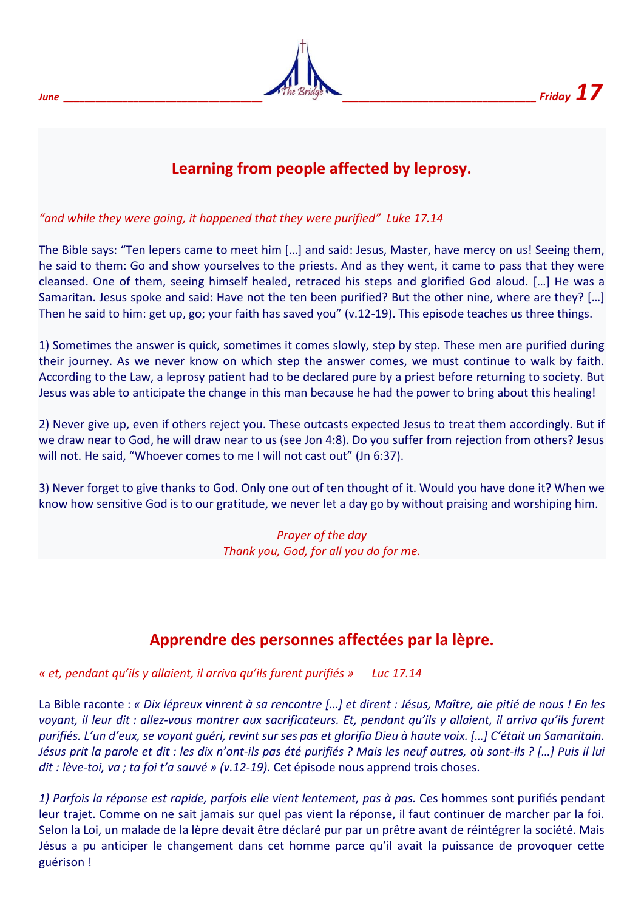June Friday 17

## Learning from people affected by leprosy.

*"and while they were going, it happened that they were purified" Luke 17.14*

The Bible says: "Ten lepers came to meet him […] and said: Jesus, Master, have mercy on us! Seeing them, he said to them: Go and show yourselves to the priests. And as they went, it came to pass that they were cleansed. One of them, seeing himself healed, retraced his steps and glorified God aloud. […] He was a Samaritan. Jesus spoke and said: Have not the ten been purified? But the other nine, where are they? […] Then he said to him: get up, go; your faith has saved you" (v.12-19). This episode teaches us three things.

1) Sometimes the answer is quick, sometimes it comes slowly, step by step. These men are purified during their journey. As we never know on which step the answer comes, we must continue to walk by faith. According to the Law, a leprosy patient had to be declared pure by a priest before returning to society. But Jesus was able to anticipate the change in this man because he had the power to bring about this healing!

2) Never give up, even if others reject you. These outcasts expected Jesus to treat them accordingly. But if we draw near to God, he will draw near to us (see Jon 4:8). Do you suffer from rejection from others? Jesus will not. He said, "Whoever comes to me I will not cast out" (Jn 6:37).

3) Never forget to give thanks to God. Only one out of ten thought of it. Would you have done it? When we know how sensitive God is to our gratitude, we never let a day go by without praising and worshiping him.

*Prayer of the day*
*Thank you, God, for all you do for me.*

## Apprendre des personnes affectées par la lèpre.

*« et, pendant qu'ils y allaient, il arriva qu'ils furent purifiés » Luc 17.14*

La Bible raconte : *« Dix lépreux vinrent à sa rencontre […] et dirent : Jésus, Maître, aie pitié de nous ! En les voyant, il leur dit : allez-vous montrer aux sacrificateurs. Et, pendant qu'ils y allaient, il arriva qu'ils furent purifiés. L'un d'eux, se voyant guéri, revint sur ses pas et glorifia Dieu à haute voix. […] C'était un Samaritain. Jésus prit la parole et dit : les dix n'ont-ils pas été purifiés ? Mais les neuf autres, où sont-ils ? […] Puis il lui dit : lève-toi, va ; ta foi t'a sauvé » (v.12-19).* Cet épisode nous apprend trois choses.

*1) Parfois la réponse est rapide, parfois elle vient lentement, pas à pas.* Ces hommes sont purifiés pendant leur trajet. Comme on ne sait jamais sur quel pas vient la réponse, il faut continuer de marcher par la foi. Selon la Loi, un malade de la lèpre devait être déclaré pur par un prêtre avant de réintégrer la société. Mais Jésus a pu anticiper le changement dans cet homme parce qu'il avait la puissance de provoquer cette guérison !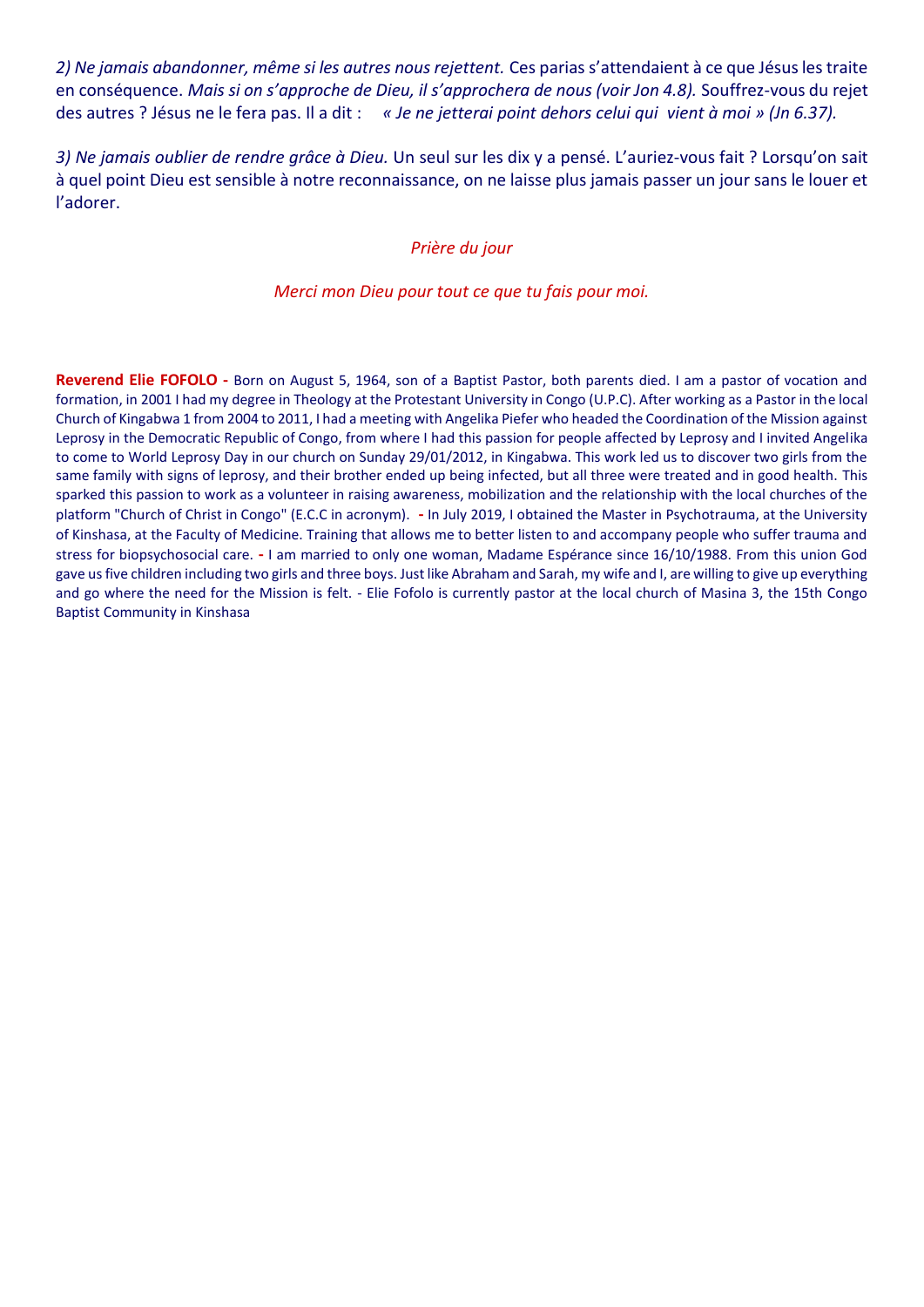*2) Ne jamais abandonner, même si les autres nous rejettent.* Ces parias s'attendaient à ce que Jésus les traite en conséquence. *Mais si on s'approche de Dieu, il s'approchera de nous (voir Jon 4.8).* Souffrez-vous du rejet des autres ? Jésus ne le fera pas. Il a dit : *« Je ne jetterai point dehors celui qui vient à moi » (Jn 6.37).*

*3) Ne jamais oublier de rendre grâce à Dieu.* Un seul sur les dix y a pensé. L'auriez-vous fait ? Lorsqu'on sait à quel point Dieu est sensible à notre reconnaissance, on ne laisse plus jamais passer un jour sans le louer et l'adorer.

*Prière du jour*

*Merci mon Dieu pour tout ce que tu fais pour moi.*

**Reverend Elie FOFOLO -** Born on August 5, 1964, son of a Baptist Pastor, both parents died. I am a pastor of vocation and formation, in 2001 I had my degree in Theology at the Protestant University in Congo (U.P.C). After working as a Pastor in the local Church of Kingabwa 1 from 2004 to 2011, I had a meeting with Angelika Piefer who headed the Coordination of the Mission against Leprosy in the Democratic Republic of Congo, from where I had this passion for people affected by Leprosy and I invited Angelika to come to World Leprosy Day in our church on Sunday 29/01/2012, in Kingabwa. This work led us to discover two girls from the same family with signs of leprosy, and their brother ended up being infected, but all three were treated and in good health. This sparked this passion to work as a volunteer in raising awareness, mobilization and the relationship with the local churches of the platform "Church of Christ in Congo" (E.C.C in acronym). **-** In July 2019, I obtained the Master in Psychotrauma, at the University of Kinshasa, at the Faculty of Medicine. Training that allows me to better listen to and accompany people who suffer trauma and stress for biopsychosocial care. **-** I am married to only one woman, Madame Espérance since 16/10/1988. From this union God gave us five children including two girls and three boys. Just like Abraham and Sarah, my wife and I, are willing to give up everything and go where the need for the Mission is felt. - Elie Fofolo is currently pastor at the local church of Masina 3, the 15th Congo Baptist Community in Kinshasa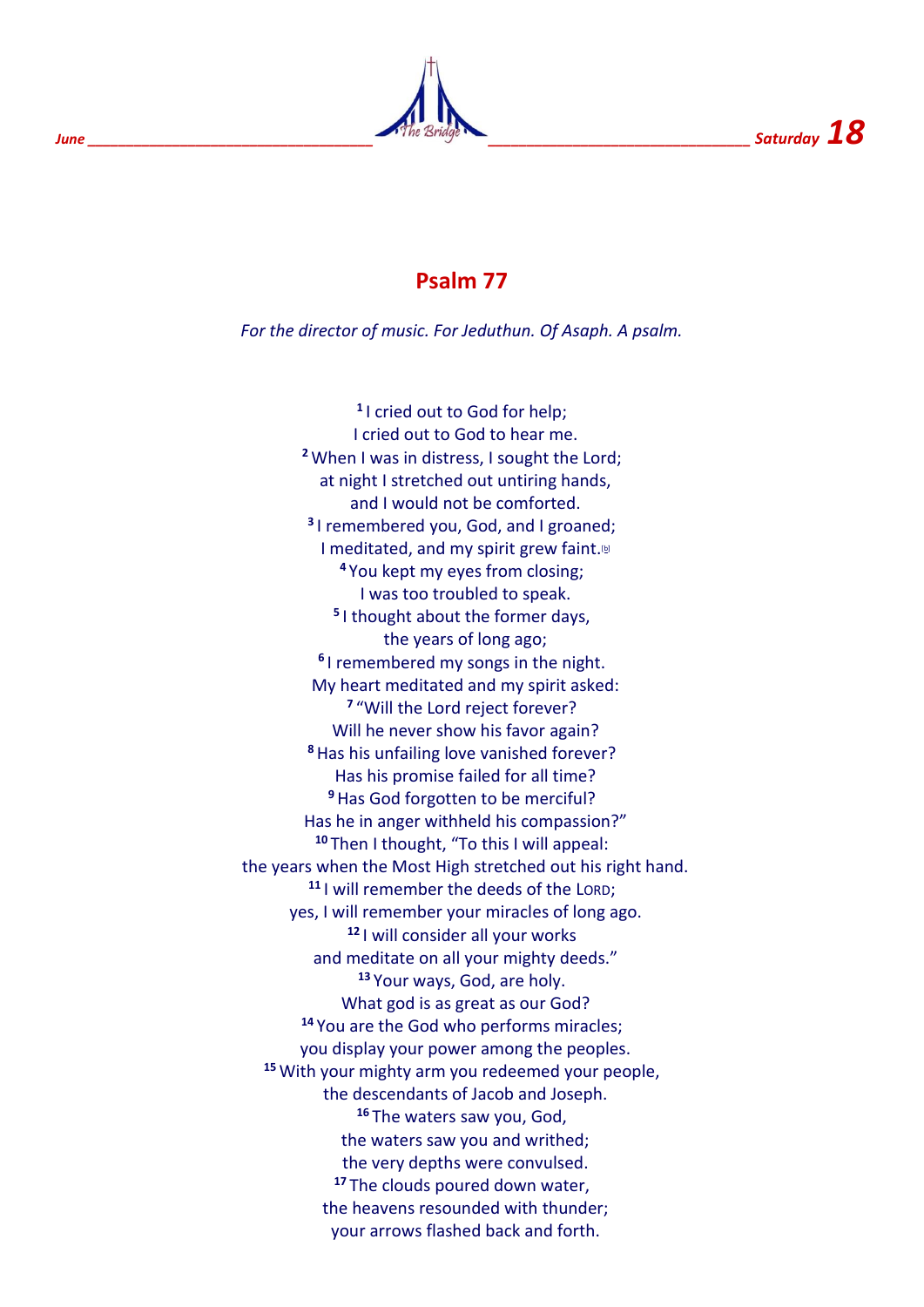## Psalm 77

*For the director of music. For Jeduthun. Of Asaph. A psalm.*

[1] I cried out to God for help;
I cried out to God to hear me.
[2] When I was in distress, I sought the Lord;
at night I stretched out untiring hands,
and I would not be comforted.
[3] I remembered you, God, and I groaned;
I meditated, and my spirit grew faint.[b]
[4] You kept my eyes from closing;
I was too troubled to speak.
[5] I thought about the former days,
the years of long ago;
[6] I remembered my songs in the night.
My heart meditated and my spirit asked:
[7] "Will the Lord reject forever?
Will he never show his favor again?
[8] Has his unfailing love vanished forever?
Has his promise failed for all time?
[9] Has God forgotten to be merciful?
Has he in anger withheld his compassion?"
[10] Then I thought, "To this I will appeal:
the years when the Most High stretched out his right hand.
[11] I will remember the deeds of the LORD;
yes, I will remember your miracles of long ago.
[12] I will consider all your works
and meditate on all your mighty deeds."
[13] Your ways, God, are holy.
What god is as great as our God?
[14] You are the God who performs miracles;
you display your power among the peoples.
[15] With your mighty arm you redeemed your people,
the descendants of Jacob and Joseph.
[16] The waters saw you, God,
the waters saw you and writhed;
the very depths were convulsed.
[17] The clouds poured down water,
the heavens resounded with thunder;
your arrows flashed back and forth.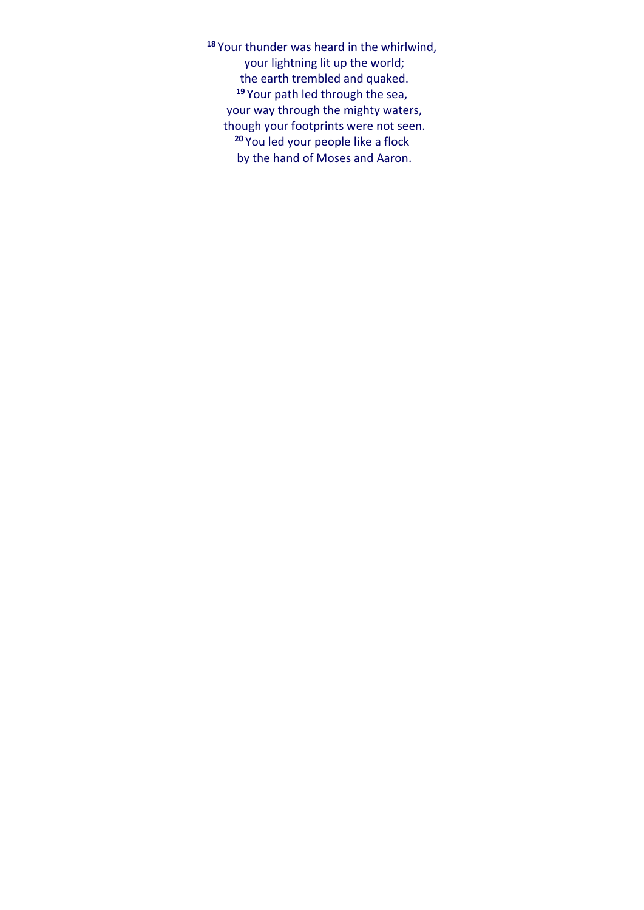[18] Your thunder was heard in the whirlwind,
your lightning lit up the world;
the earth trembled and quaked.
[19] Your path led through the sea,
your way through the mighty waters,
though your footprints were not seen.
[20] You led your people like a flock
by the hand of Moses and Aaron.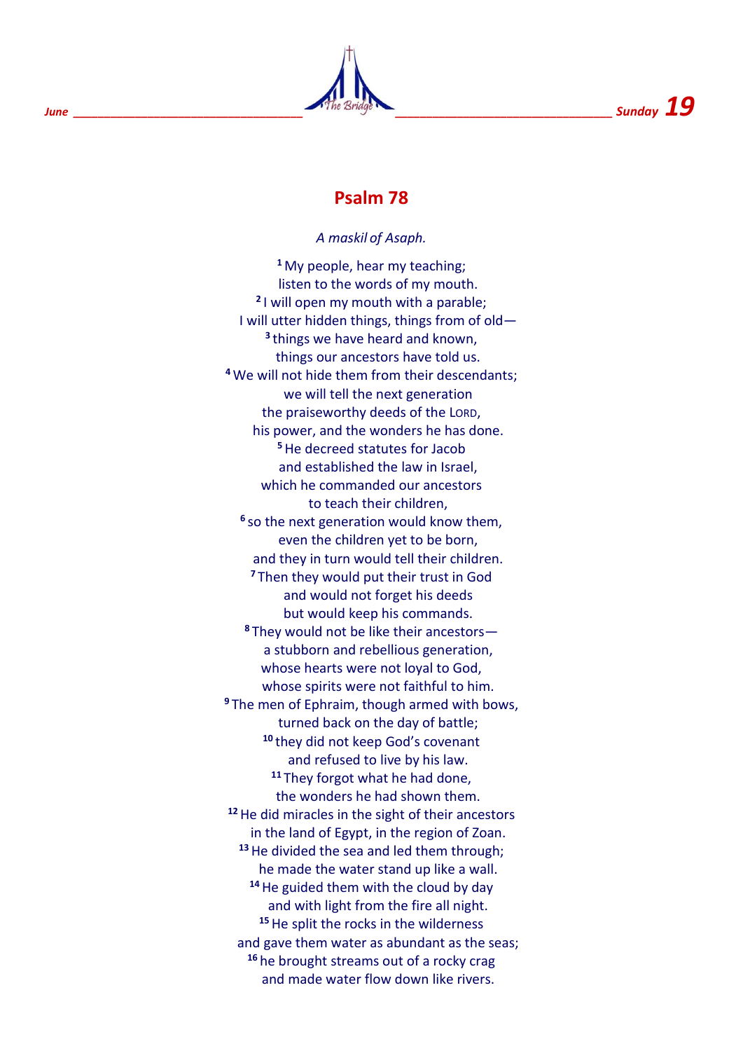June ________________________________ The Bridge ____________________________ Sunday **19**

## Psalm 78

*A maskil of Asaph.*

[1] My people, hear my teaching;
listen to the words of my mouth.
[2] I will open my mouth with a parable;
I will utter hidden things, things from of old—
[3] things we have heard and known,
things our ancestors have told us.
[4] We will not hide them from their descendants;
we will tell the next generation
the praiseworthy deeds of the LORD,
his power, and the wonders he has done.
[5] He decreed statutes for Jacob
and established the law in Israel,
which he commanded our ancestors
to teach their children,
[6] so the next generation would know them,
even the children yet to be born,
and they in turn would tell their children.
[7] Then they would put their trust in God
and would not forget his deeds
but would keep his commands.
[8] They would not be like their ancestors—
a stubborn and rebellious generation,
whose hearts were not loyal to God,
whose spirits were not faithful to him.
[9] The men of Ephraim, though armed with bows,
turned back on the day of battle;
[10] they did not keep God's covenant
and refused to live by his law.
[11] They forgot what he had done,
the wonders he had shown them.
[12] He did miracles in the sight of their ancestors
in the land of Egypt, in the region of Zoan.
[13] He divided the sea and led them through;
he made the water stand up like a wall.
[14] He guided them with the cloud by day
and with light from the fire all night.
[15] He split the rocks in the wilderness
and gave them water as abundant as the seas;
[16] he brought streams out of a rocky crag
and made water flow down like rivers.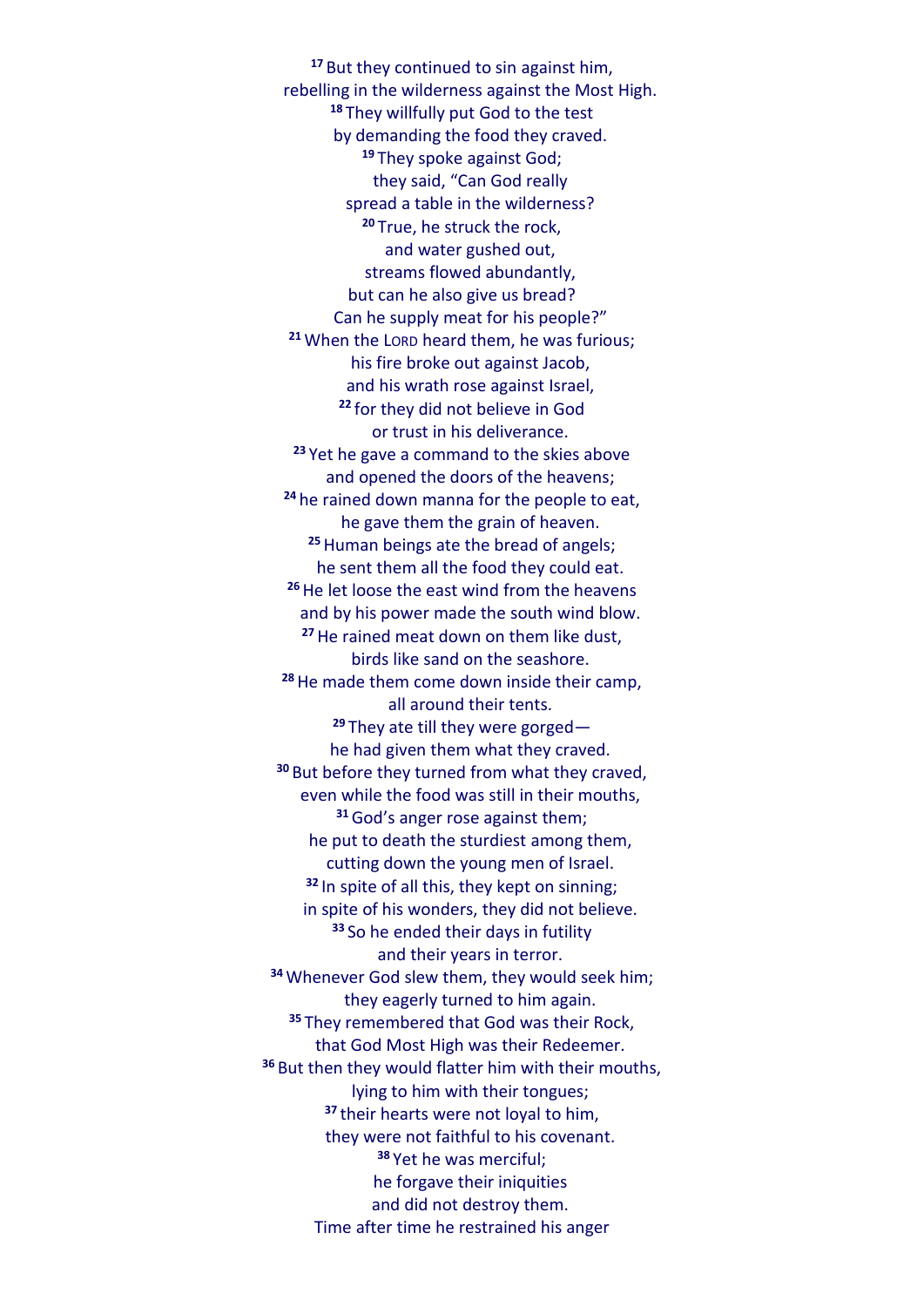[17] But they continued to sin against him,
rebelling in the wilderness against the Most High.
[18] They willfully put God to the test
by demanding the food they craved.
[19] They spoke against God;
they said, "Can God really
spread a table in the wilderness?
[20] True, he struck the rock,
and water gushed out,
streams flowed abundantly,
but can he also give us bread?
Can he supply meat for his people?"
[21] When the LORD heard them, he was furious;
his fire broke out against Jacob,
and his wrath rose against Israel,
[22] for they did not believe in God
or trust in his deliverance.
[23] Yet he gave a command to the skies above
and opened the doors of the heavens;
[24] he rained down manna for the people to eat,
he gave them the grain of heaven.
[25] Human beings ate the bread of angels;
he sent them all the food they could eat.
[26] He let loose the east wind from the heavens
and by his power made the south wind blow.
[27] He rained meat down on them like dust,
birds like sand on the seashore.
[28] He made them come down inside their camp,
all around their tents.
[29] They ate till they were gorged—
he had given them what they craved.
[30] But before they turned from what they craved,
even while the food was still in their mouths,
[31] God's anger rose against them;
he put to death the sturdiest among them,
cutting down the young men of Israel.
[32] In spite of all this, they kept on sinning;
in spite of his wonders, they did not believe.
[33] So he ended their days in futility
and their years in terror.
[34] Whenever God slew them, they would seek him;
they eagerly turned to him again.
[35] They remembered that God was their Rock,
that God Most High was their Redeemer.
[36] But then they would flatter him with their mouths,
lying to him with their tongues;
[37] their hearts were not loyal to him,
they were not faithful to his covenant.
[38] Yet he was merciful;
he forgave their iniquities
and did not destroy them.
Time after time he restrained his anger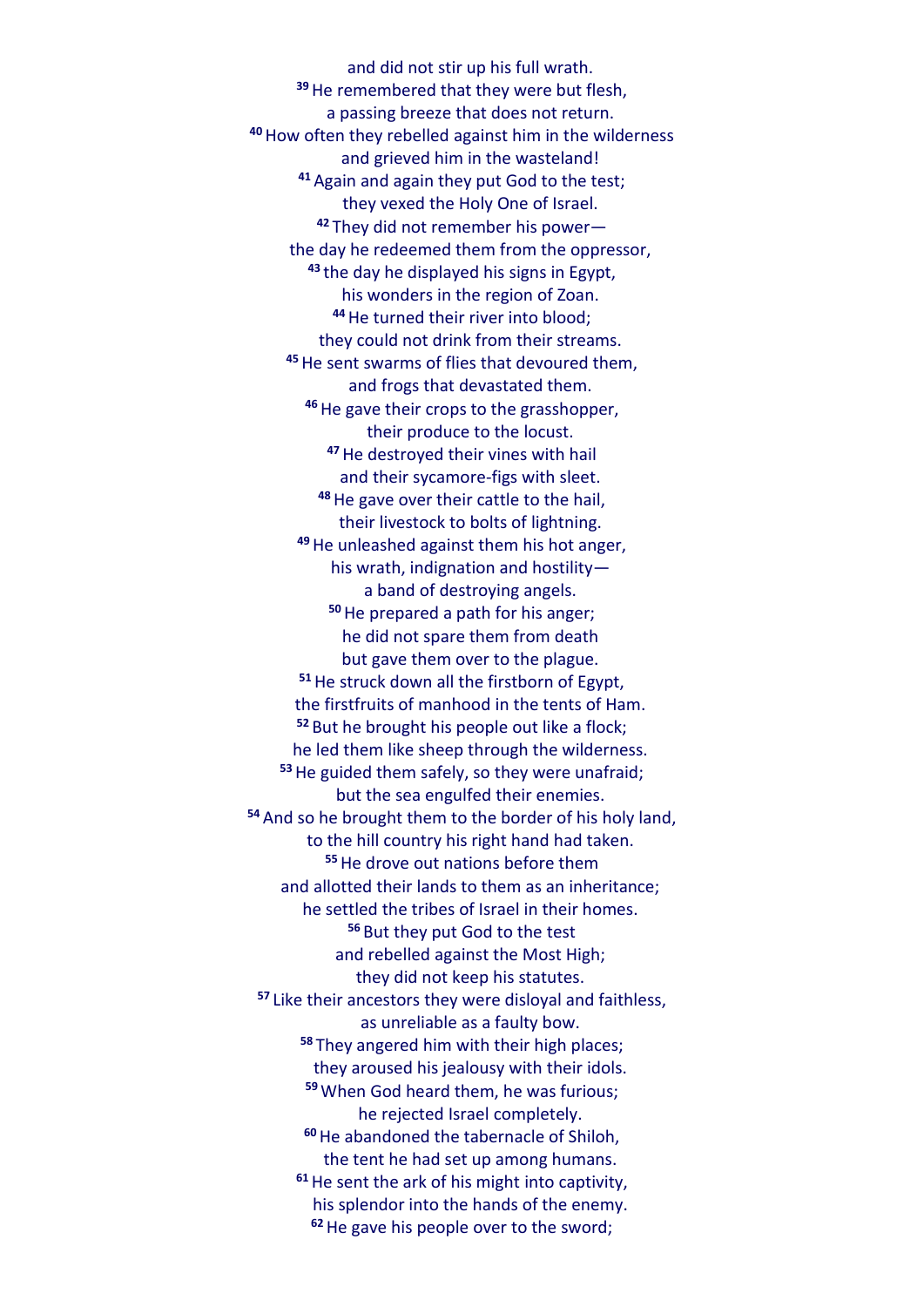and did not stir up his full wrath.
[39] He remembered that they were but flesh,
a passing breeze that does not return.
[40] How often they rebelled against him in the wilderness
and grieved him in the wasteland!
[41] Again and again they put God to the test;
they vexed the Holy One of Israel.
[42] They did not remember his power—
the day he redeemed them from the oppressor,
[43] the day he displayed his signs in Egypt,
his wonders in the region of Zoan.
[44] He turned their river into blood;
they could not drink from their streams.
[45] He sent swarms of flies that devoured them,
and frogs that devastated them.
[46] He gave their crops to the grasshopper,
their produce to the locust.
[47] He destroyed their vines with hail
and their sycamore-figs with sleet.
[48] He gave over their cattle to the hail,
their livestock to bolts of lightning.
[49] He unleashed against them his hot anger,
his wrath, indignation and hostility—
a band of destroying angels.
[50] He prepared a path for his anger;
he did not spare them from death
but gave them over to the plague.
[51] He struck down all the firstborn of Egypt,
the firstfruits of manhood in the tents of Ham.
[52] But he brought his people out like a flock;
he led them like sheep through the wilderness.
[53] He guided them safely, so they were unafraid;
but the sea engulfed their enemies.
[54] And so he brought them to the border of his holy land,
to the hill country his right hand had taken.
[55] He drove out nations before them
and allotted their lands to them as an inheritance;
he settled the tribes of Israel in their homes.
[56] But they put God to the test
and rebelled against the Most High;
they did not keep his statutes.
[57] Like their ancestors they were disloyal and faithless,
as unreliable as a faulty bow.
[58] They angered him with their high places;
they aroused his jealousy with their idols.
[59] When God heard them, he was furious;
he rejected Israel completely.
[60] He abandoned the tabernacle of Shiloh,
the tent he had set up among humans.
[61] He sent the ark of his might into captivity,
his splendor into the hands of the enemy.
[62] He gave his people over to the sword;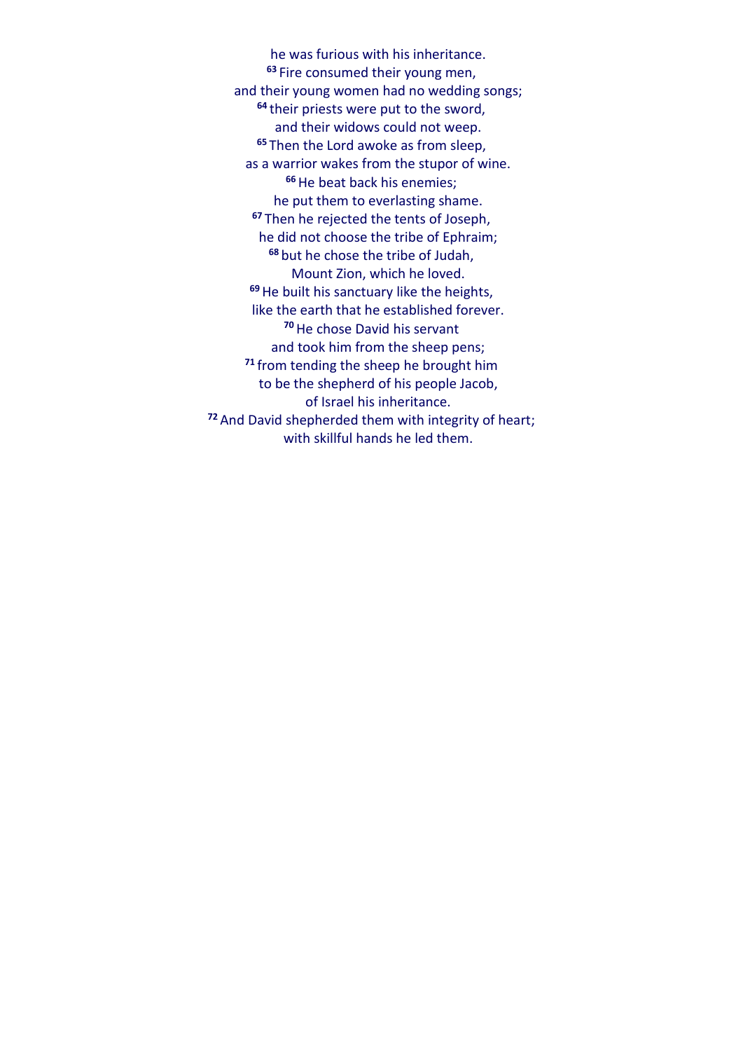he was furious with his inheritance.
[63] Fire consumed their young men,
and their young women had no wedding songs;
[64] their priests were put to the sword,
and their widows could not weep.
[65] Then the Lord awoke as from sleep,
as a warrior wakes from the stupor of wine.
[66] He beat back his enemies;
he put them to everlasting shame.
[67] Then he rejected the tents of Joseph,
he did not choose the tribe of Ephraim;
[68] but he chose the tribe of Judah,
Mount Zion, which he loved.
[69] He built his sanctuary like the heights,
like the earth that he established forever.
[70] He chose David his servant
and took him from the sheep pens;
[71] from tending the sheep he brought him
to be the shepherd of his people Jacob,
of Israel his inheritance.
[72] And David shepherded them with integrity of heart;
with skillful hands he led them.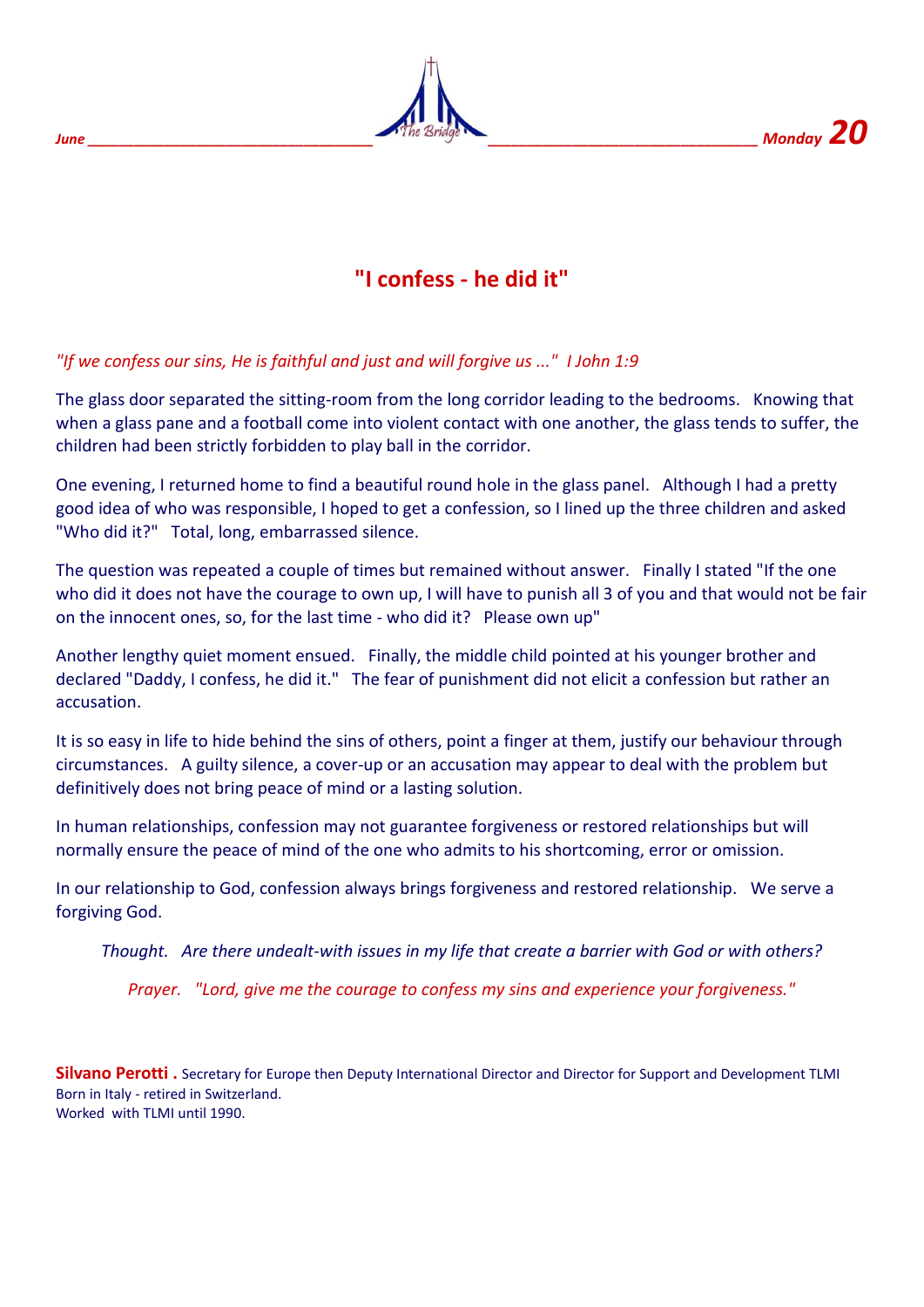# "I confess - he did it"

*"If we confess our sins, He is faithful and just and will forgive us ..." I John 1:9*

The glass door separated the sitting-room from the long corridor leading to the bedrooms. Knowing that when a glass pane and a football come into violent contact with one another, the glass tends to suffer, the children had been strictly forbidden to play ball in the corridor.

One evening, I returned home to find a beautiful round hole in the glass panel. Although I had a pretty good idea of who was responsible, I hoped to get a confession, so I lined up the three children and asked "Who did it?" Total, long, embarrassed silence.

The question was repeated a couple of times but remained without answer. Finally I stated "If the one who did it does not have the courage to own up, I will have to punish all 3 of you and that would not be fair on the innocent ones, so, for the last time - who did it? Please own up"

Another lengthy quiet moment ensued. Finally, the middle child pointed at his younger brother and declared "Daddy, I confess, he did it." The fear of punishment did not elicit a confession but rather an accusation.

It is so easy in life to hide behind the sins of others, point a finger at them, justify our behaviour through circumstances. A guilty silence, a cover-up or an accusation may appear to deal with the problem but definitively does not bring peace of mind or a lasting solution.

In human relationships, confession may not guarantee forgiveness or restored relationships but will normally ensure the peace of mind of the one who admits to his shortcoming, error or omission.

In our relationship to God, confession always brings forgiveness and restored relationship. We serve a forgiving God.

*Thought. Are there undealt-with issues in my life that create a barrier with God or with others?*

*Prayer. "Lord, give me the courage to confess my sins and experience your forgiveness."*

**Silvano Perotti .** Secretary for Europe then Deputy International Director and Director for Support and Development TLMI
Born in Italy - retired in Switzerland.
Worked with TLMI until 1990.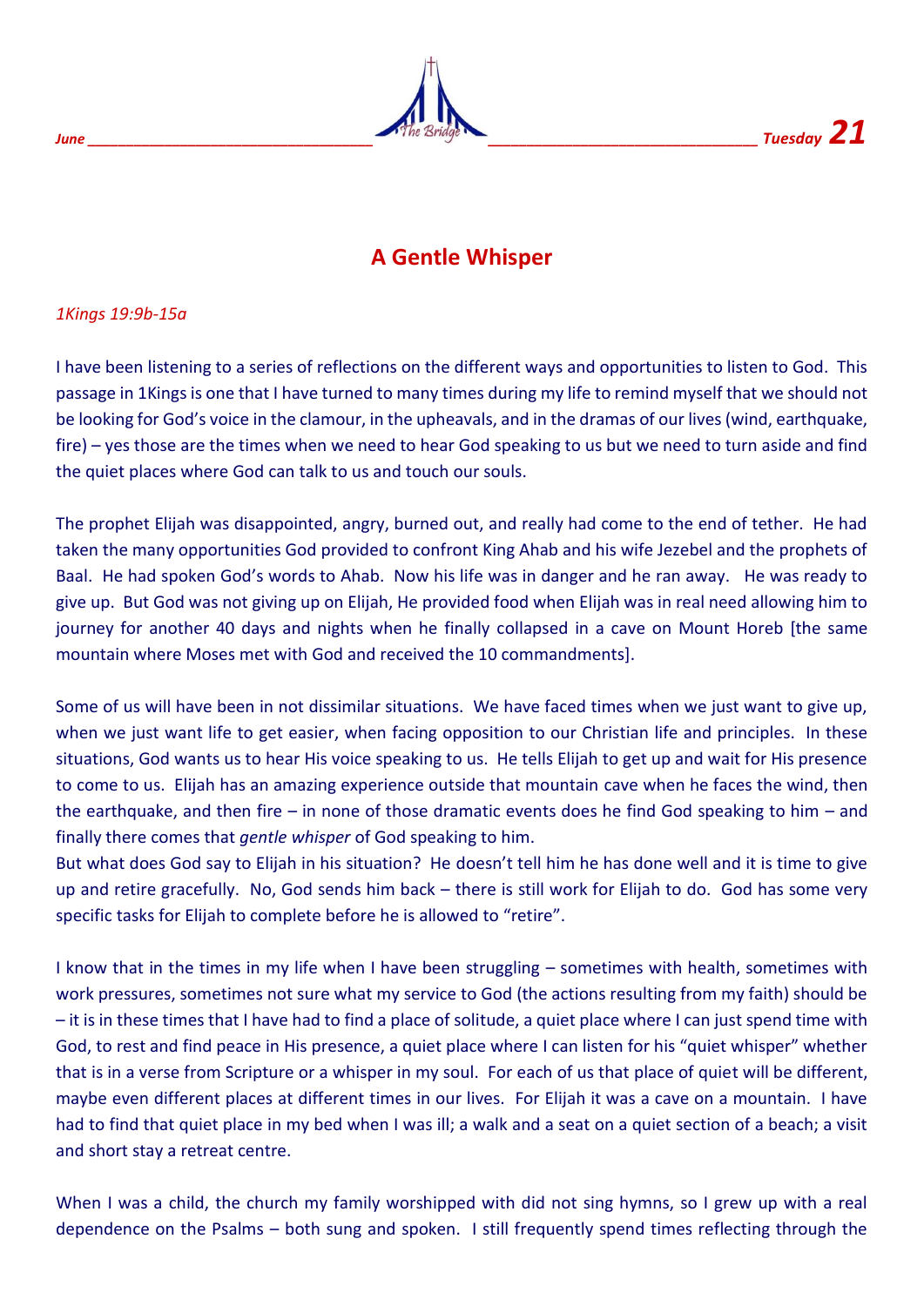June Tuesday 21

# A Gentle Whisper

*1Kings 19:9b-15a*

I have been listening to a series of reflections on the different ways and opportunities to listen to God. This passage in 1Kings is one that I have turned to many times during my life to remind myself that we should not be looking for God's voice in the clamour, in the upheavals, and in the dramas of our lives (wind, earthquake, fire) – yes those are the times when we need to hear God speaking to us but we need to turn aside and find the quiet places where God can talk to us and touch our souls.

The prophet Elijah was disappointed, angry, burned out, and really had come to the end of tether. He had taken the many opportunities God provided to confront King Ahab and his wife Jezebel and the prophets of Baal. He had spoken God's words to Ahab. Now his life was in danger and he ran away. He was ready to give up. But God was not giving up on Elijah, He provided food when Elijah was in real need allowing him to journey for another 40 days and nights when he finally collapsed in a cave on Mount Horeb [the same mountain where Moses met with God and received the 10 commandments].

Some of us will have been in not dissimilar situations. We have faced times when we just want to give up, when we just want life to get easier, when facing opposition to our Christian life and principles. In these situations, God wants us to hear His voice speaking to us. He tells Elijah to get up and wait for His presence to come to us. Elijah has an amazing experience outside that mountain cave when he faces the wind, then the earthquake, and then fire – in none of those dramatic events does he find God speaking to him – and finally there comes that *gentle whisper* of God speaking to him.
But what does God say to Elijah in his situation? He doesn't tell him he has done well and it is time to give up and retire gracefully. No, God sends him back – there is still work for Elijah to do. God has some very specific tasks for Elijah to complete before he is allowed to "retire".

I know that in the times in my life when I have been struggling – sometimes with health, sometimes with work pressures, sometimes not sure what my service to God (the actions resulting from my faith) should be – it is in these times that I have had to find a place of solitude, a quiet place where I can just spend time with God, to rest and find peace in His presence, a quiet place where I can listen for his "quiet whisper" whether that is in a verse from Scripture or a whisper in my soul. For each of us that place of quiet will be different, maybe even different places at different times in our lives. For Elijah it was a cave on a mountain. I have had to find that quiet place in my bed when I was ill; a walk and a seat on a quiet section of a beach; a visit and short stay a retreat centre.

When I was a child, the church my family worshipped with did not sing hymns, so I grew up with a real dependence on the Psalms – both sung and spoken. I still frequently spend times reflecting through the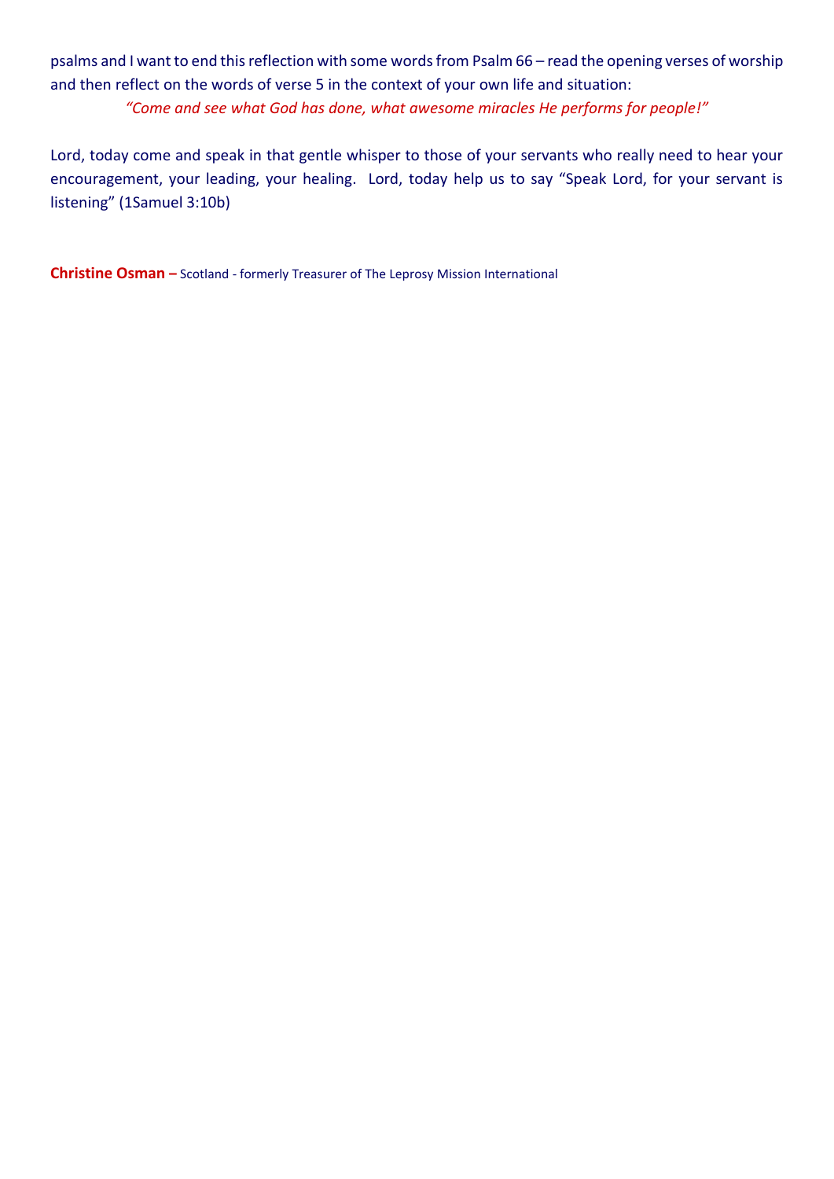psalms and I want to end this reflection with some words from Psalm 66 – read the opening verses of worship and then reflect on the words of verse 5 in the context of your own life and situation:

*"Come and see what God has done, what awesome miracles He performs for people!"*

Lord, today come and speak in that gentle whisper to those of your servants who really need to hear your encouragement, your leading, your healing. Lord, today help us to say "Speak Lord, for your servant is listening" (1Samuel 3:10b)

**Christine Osman –** Scotland - formerly Treasurer of The Leprosy Mission International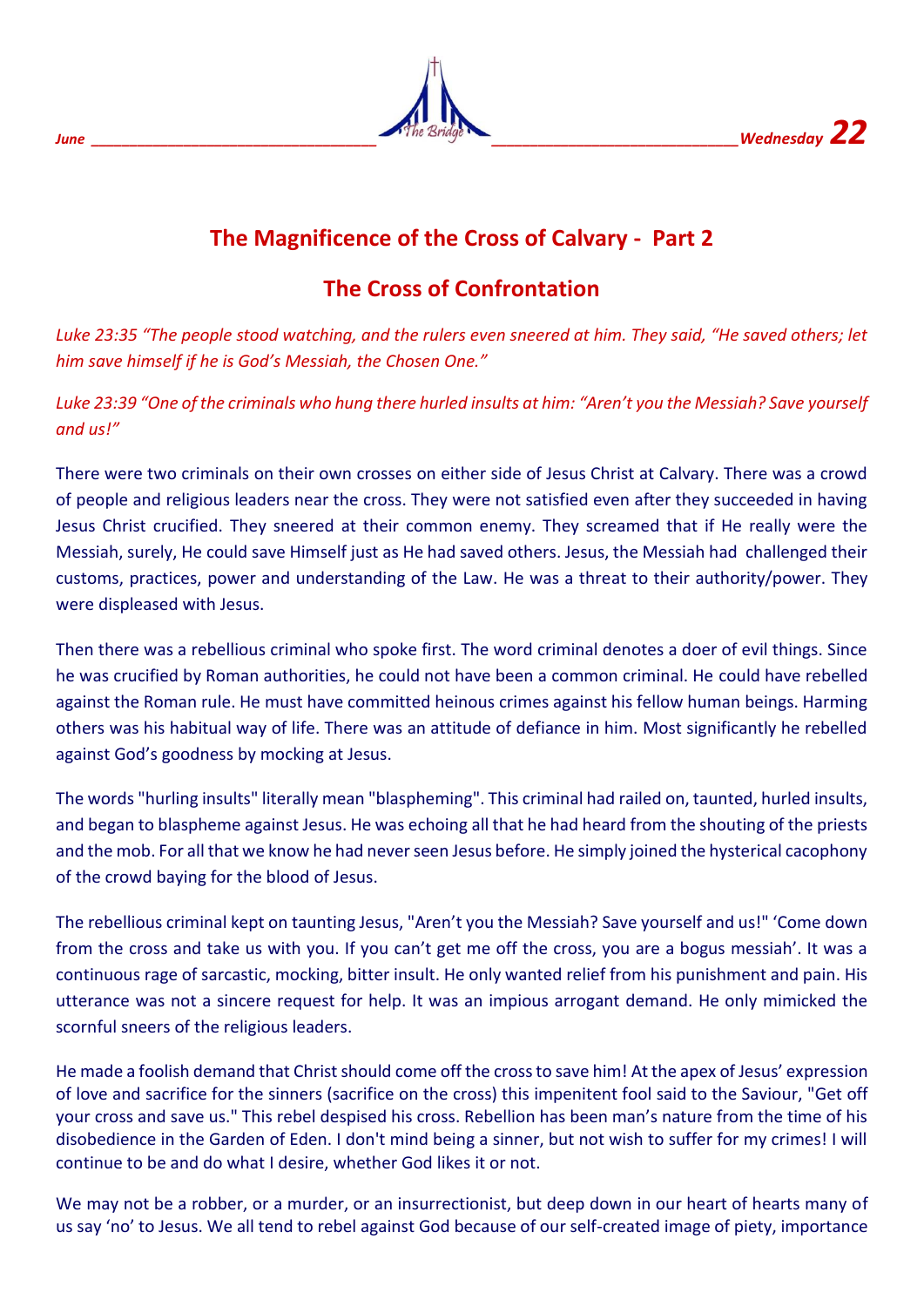# The Magnificence of the Cross of Calvary - Part 2

## The Cross of Confrontation

*Luke 23:35 "The people stood watching, and the rulers even sneered at him. They said, "He saved others; let him save himself if he is God's Messiah, the Chosen One."*

*Luke 23:39 "One of the criminals who hung there hurled insults at him: "Aren't you the Messiah? Save yourself and us!"*

There were two criminals on their own crosses on either side of Jesus Christ at Calvary. There was a crowd of people and religious leaders near the cross. They were not satisfied even after they succeeded in having Jesus Christ crucified. They sneered at their common enemy. They screamed that if He really were the Messiah, surely, He could save Himself just as He had saved others. Jesus, the Messiah had challenged their customs, practices, power and understanding of the Law. He was a threat to their authority/power. They were displeased with Jesus.

Then there was a rebellious criminal who spoke first. The word criminal denotes a doer of evil things. Since he was crucified by Roman authorities, he could not have been a common criminal. He could have rebelled against the Roman rule. He must have committed heinous crimes against his fellow human beings. Harming others was his habitual way of life. There was an attitude of defiance in him. Most significantly he rebelled against God's goodness by mocking at Jesus.

The words "hurling insults" literally mean "blaspheming". This criminal had railed on, taunted, hurled insults, and began to blaspheme against Jesus. He was echoing all that he had heard from the shouting of the priests and the mob. For all that we know he had never seen Jesus before. He simply joined the hysterical cacophony of the crowd baying for the blood of Jesus.

The rebellious criminal kept on taunting Jesus, "Aren't you the Messiah? Save yourself and us!" 'Come down from the cross and take us with you. If you can't get me off the cross, you are a bogus messiah'. It was a continuous rage of sarcastic, mocking, bitter insult. He only wanted relief from his punishment and pain. His utterance was not a sincere request for help. It was an impious arrogant demand. He only mimicked the scornful sneers of the religious leaders.

He made a foolish demand that Christ should come off the cross to save him! At the apex of Jesus' expression of love and sacrifice for the sinners (sacrifice on the cross) this impenitent fool said to the Saviour, "Get off your cross and save us." This rebel despised his cross. Rebellion has been man's nature from the time of his disobedience in the Garden of Eden. I don't mind being a sinner, but not wish to suffer for my crimes! I will continue to be and do what I desire, whether God likes it or not.

We may not be a robber, or a murder, or an insurrectionist, but deep down in our heart of hearts many of us say 'no' to Jesus. We all tend to rebel against God because of our self-created image of piety, importance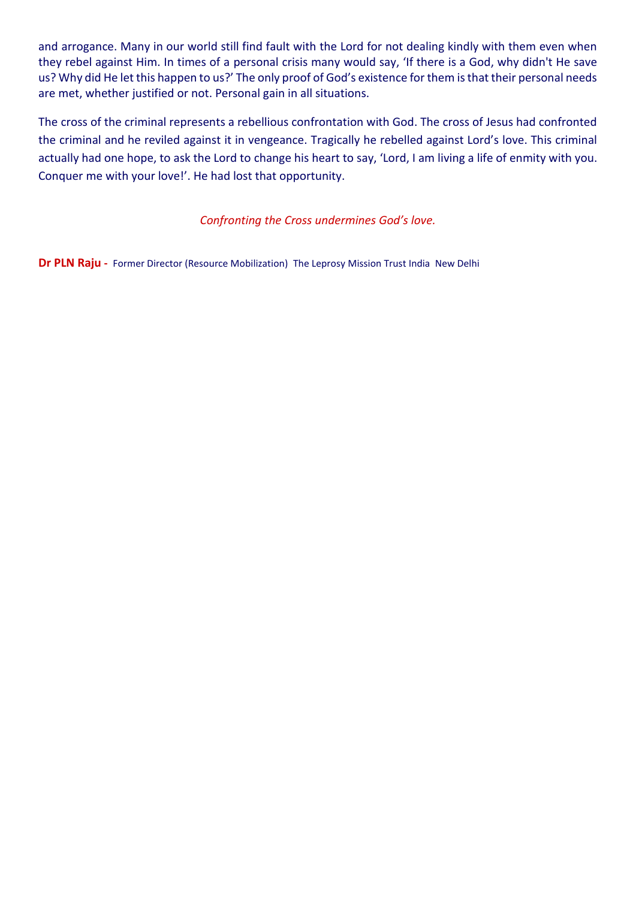and arrogance. Many in our world still find fault with the Lord for not dealing kindly with them even when they rebel against Him. In times of a personal crisis many would say, 'If there is a God, why didn't He save us? Why did He let this happen to us?' The only proof of God's existence for them is that their personal needs are met, whether justified or not. Personal gain in all situations.

The cross of the criminal represents a rebellious confrontation with God. The cross of Jesus had confronted the criminal and he reviled against it in vengeance. Tragically he rebelled against Lord's love. This criminal actually had one hope, to ask the Lord to change his heart to say, 'Lord, I am living a life of enmity with you. Conquer me with your love!'. He had lost that opportunity.

*Confronting the Cross undermines God's love.*

**Dr PLN Raju -** Former Director (Resource Mobilization) The Leprosy Mission Trust India New Delhi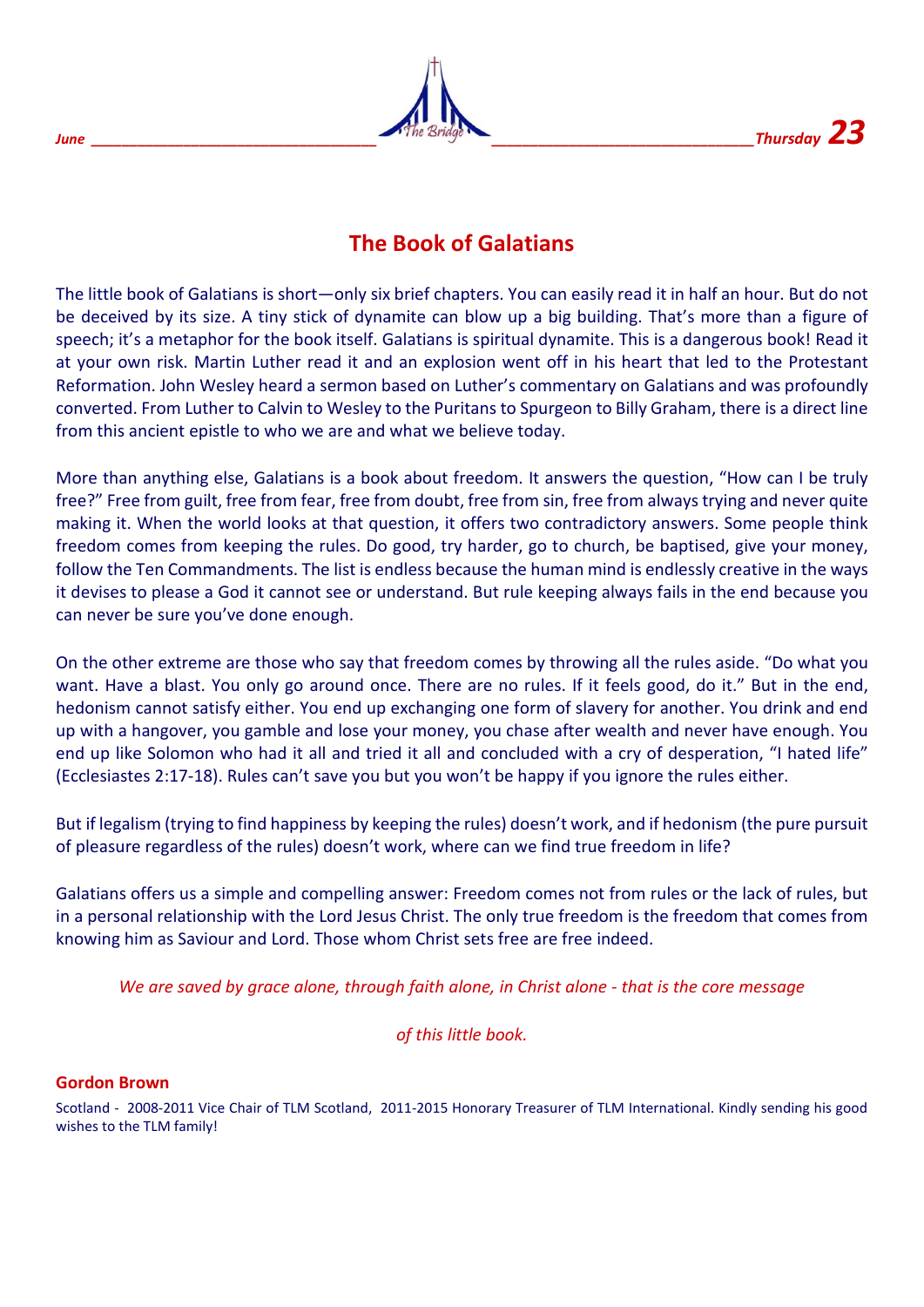# The Book of Galatians

The little book of Galatians is short—only six brief chapters. You can easily read it in half an hour. But do not be deceived by its size. A tiny stick of dynamite can blow up a big building. That's more than a figure of speech; it's a metaphor for the book itself. Galatians is spiritual dynamite. This is a dangerous book! Read it at your own risk. Martin Luther read it and an explosion went off in his heart that led to the Protestant Reformation. John Wesley heard a sermon based on Luther's commentary on Galatians and was profoundly converted. From Luther to Calvin to Wesley to the Puritans to Spurgeon to Billy Graham, there is a direct line from this ancient epistle to who we are and what we believe today.

More than anything else, Galatians is a book about freedom. It answers the question, "How can I be truly free?" Free from guilt, free from fear, free from doubt, free from sin, free from always trying and never quite making it. When the world looks at that question, it offers two contradictory answers. Some people think freedom comes from keeping the rules. Do good, try harder, go to church, be baptised, give your money, follow the Ten Commandments. The list is endless because the human mind is endlessly creative in the ways it devises to please a God it cannot see or understand. But rule keeping always fails in the end because you can never be sure you've done enough.

On the other extreme are those who say that freedom comes by throwing all the rules aside. "Do what you want. Have a blast. You only go around once. There are no rules. If it feels good, do it." But in the end, hedonism cannot satisfy either. You end up exchanging one form of slavery for another. You drink and end up with a hangover, you gamble and lose your money, you chase after wealth and never have enough. You end up like Solomon who had it all and tried it all and concluded with a cry of desperation, "I hated life" (Ecclesiastes 2:17-18). Rules can't save you but you won't be happy if you ignore the rules either.

But if legalism (trying to find happiness by keeping the rules) doesn't work, and if hedonism (the pure pursuit of pleasure regardless of the rules) doesn't work, where can we find true freedom in life?

Galatians offers us a simple and compelling answer: Freedom comes not from rules or the lack of rules, but in a personal relationship with the Lord Jesus Christ. The only true freedom is the freedom that comes from knowing him as Saviour and Lord. Those whom Christ sets free are free indeed.

*We are saved by grace alone, through faith alone, in Christ alone - that is the core message of this little book.*

**Gordon Brown**

Scotland - 2008-2011 Vice Chair of TLM Scotland, 2011-2015 Honorary Treasurer of TLM International. Kindly sending his good wishes to the TLM family!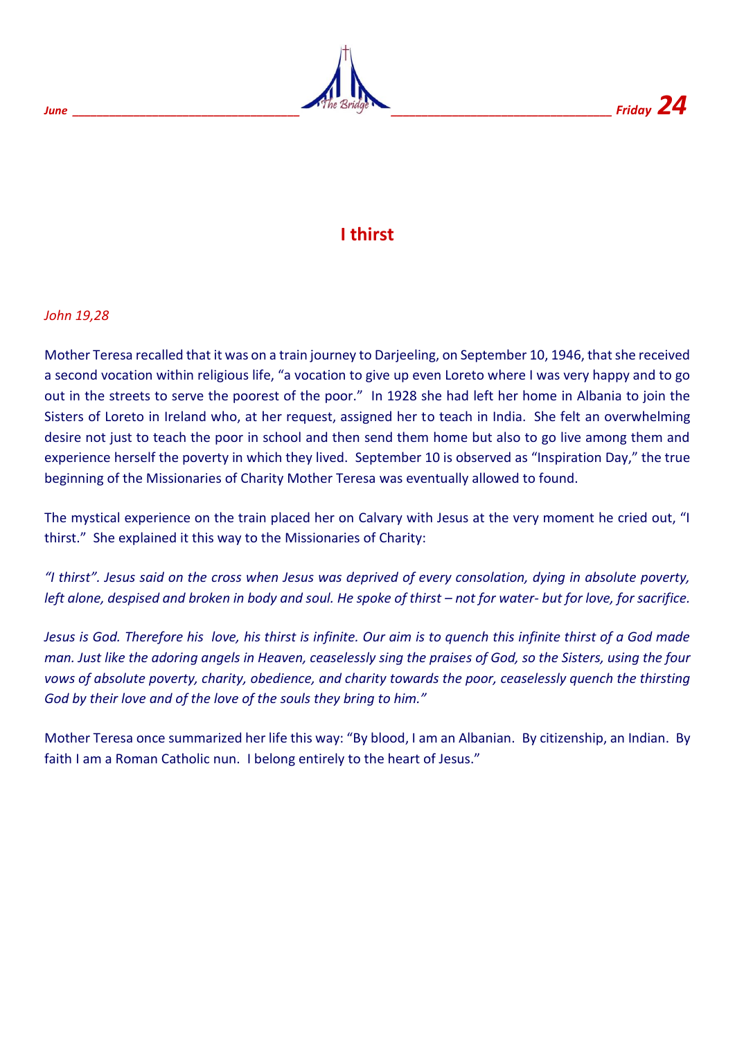# I thirst

*John 19,28*

Mother Teresa recalled that it was on a train journey to Darjeeling, on September 10, 1946, that she received a second vocation within religious life, "a vocation to give up even Loreto where I was very happy and to go out in the streets to serve the poorest of the poor." In 1928 she had left her home in Albania to join the Sisters of Loreto in Ireland who, at her request, assigned her to teach in India. She felt an overwhelming desire not just to teach the poor in school and then send them home but also to go live among them and experience herself the poverty in which they lived. September 10 is observed as "Inspiration Day," the true beginning of the Missionaries of Charity Mother Teresa was eventually allowed to found.

The mystical experience on the train placed her on Calvary with Jesus at the very moment he cried out, "I thirst." She explained it this way to the Missionaries of Charity:

*"I thirst". Jesus said on the cross when Jesus was deprived of every consolation, dying in absolute poverty, left alone, despised and broken in body and soul. He spoke of thirst – not for water- but for love, for sacrifice.*

*Jesus is God. Therefore his love, his thirst is infinite. Our aim is to quench this infinite thirst of a God made man. Just like the adoring angels in Heaven, ceaselessly sing the praises of God, so the Sisters, using the four vows of absolute poverty, charity, obedience, and charity towards the poor, ceaselessly quench the thirsting God by their love and of the love of the souls they bring to him."*

Mother Teresa once summarized her life this way: "By blood, I am an Albanian. By citizenship, an Indian. By faith I am a Roman Catholic nun. I belong entirely to the heart of Jesus."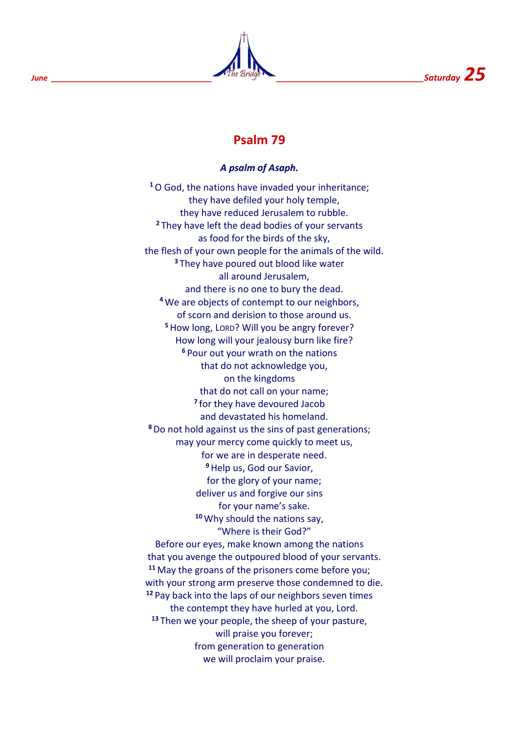# Psalm 79

***A psalm of Asaph.***

[1] O God, the nations have invaded your inheritance;
they have defiled your holy temple,
they have reduced Jerusalem to rubble.
[2] They have left the dead bodies of your servants
as food for the birds of the sky,
the flesh of your own people for the animals of the wild.
[3] They have poured out blood like water
all around Jerusalem,
and there is no one to bury the dead.
[4] We are objects of contempt to our neighbors,
of scorn and derision to those around us.
[5] How long, LORD? Will you be angry forever?
How long will your jealousy burn like fire?
[6] Pour out your wrath on the nations
that do not acknowledge you,
on the kingdoms
that do not call on your name;
[7] for they have devoured Jacob
and devastated his homeland.
[8] Do not hold against us the sins of past generations;
may your mercy come quickly to meet us,
for we are in desperate need.
[9] Help us, God our Savior,
for the glory of your name;
deliver us and forgive our sins
for your name's sake.
[10] Why should the nations say,
"Where is their God?"
Before our eyes, make known among the nations
that you avenge the outpoured blood of your servants.
[11] May the groans of the prisoners come before you;
with your strong arm preserve those condemned to die.
[12] Pay back into the laps of our neighbors seven times
the contempt they have hurled at you, Lord.
[13] Then we your people, the sheep of your pasture,
will praise you forever;
from generation to generation
we will proclaim your praise.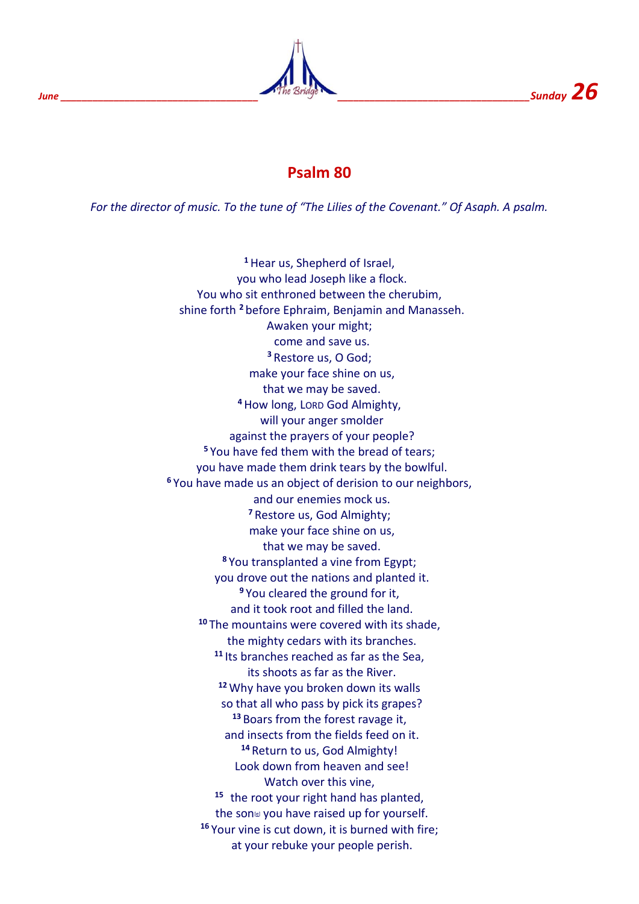June Sunday 26

# Psalm 80

*For the director of music. To the tune of "The Lilies of the Covenant." Of Asaph. A psalm.*

[1] Hear us, Shepherd of Israel,
you who lead Joseph like a flock.
You who sit enthroned between the cherubim,
shine forth [2] before Ephraim, Benjamin and Manasseh.
Awaken your might;
come and save us.
[3] Restore us, O God;
make your face shine on us,
that we may be saved.
[4] How long, LORD God Almighty,
will your anger smolder
against the prayers of your people?
[5] You have fed them with the bread of tears;
you have made them drink tears by the bowlful.
[6] You have made us an object of derision to our neighbors,
and our enemies mock us.
[7] Restore us, God Almighty;
make your face shine on us,
that we may be saved.
[8] You transplanted a vine from Egypt;
you drove out the nations and planted it.
[9] You cleared the ground for it,
and it took root and filled the land.
[10] The mountains were covered with its shade,
the mighty cedars with its branches.
[11] Its branches reached as far as the Sea,
its shoots as far as the River.
[12] Why have you broken down its walls
so that all who pass by pick its grapes?
[13] Boars from the forest ravage it,
and insects from the fields feed on it.
[14] Return to us, God Almighty!
Look down from heaven and see!
Watch over this vine,
[15] the root your right hand has planted,
the son[e] you have raised up for yourself.
[16] Your vine is cut down, it is burned with fire;
at your rebuke your people perish.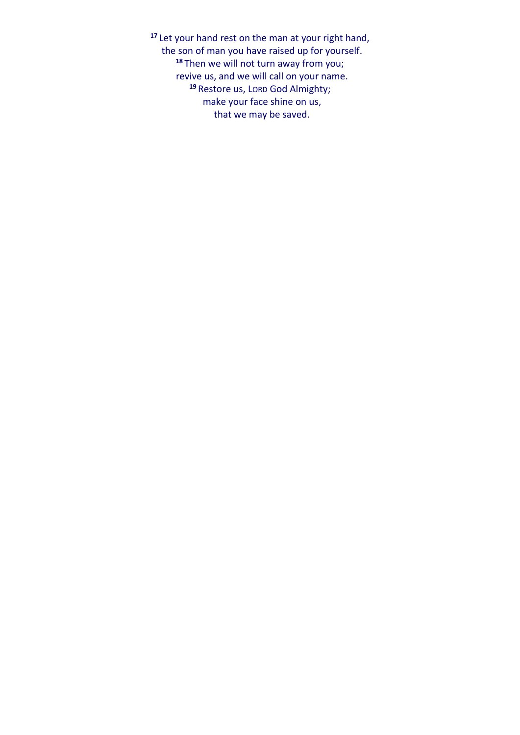[17] Let your hand rest on the man at your right hand,
the son of man you have raised up for yourself.
[18] Then we will not turn away from you;
revive us, and we will call on your name.
[19] Restore us, LORD God Almighty;
make your face shine on us,
that we may be saved.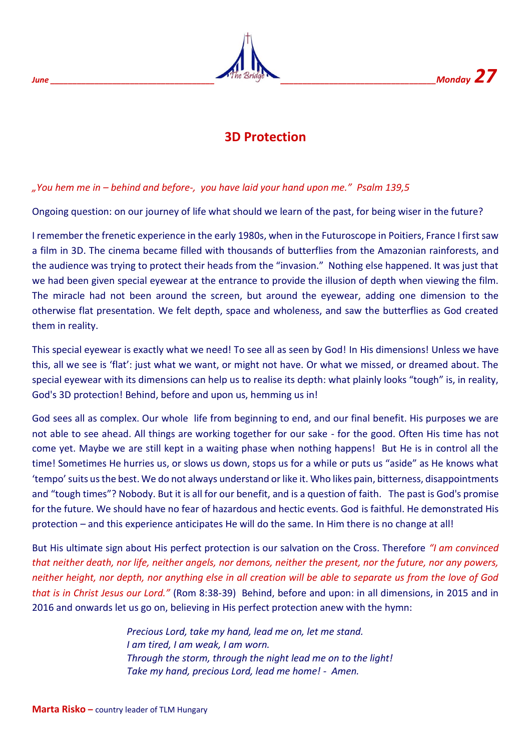## 3D Protection

*„You hem me in – behind and before-, you have laid your hand upon me." Psalm 139,5*

Ongoing question: on our journey of life what should we learn of the past, for being wiser in the future?

I remember the frenetic experience in the early 1980s, when in the Futuroscope in Poitiers, France I first saw a film in 3D. The cinema became filled with thousands of butterflies from the Amazonian rainforests, and the audience was trying to protect their heads from the "invasion." Nothing else happened. It was just that we had been given special eyewear at the entrance to provide the illusion of depth when viewing the film. The miracle had not been around the screen, but around the eyewear, adding one dimension to the otherwise flat presentation. We felt depth, space and wholeness, and saw the butterflies as God created them in reality.

This special eyewear is exactly what we need! To see all as seen by God! In His dimensions! Unless we have this, all we see is 'flat': just what we want, or might not have. Or what we missed, or dreamed about. The special eyewear with its dimensions can help us to realise its depth: what plainly looks "tough" is, in reality, God's 3D protection! Behind, before and upon us, hemming us in!

God sees all as complex. Our whole life from beginning to end, and our final benefit. His purposes we are not able to see ahead. All things are working together for our sake - for the good. Often His time has not come yet. Maybe we are still kept in a waiting phase when nothing happens! But He is in control all the time! Sometimes He hurries us, or slows us down, stops us for a while or puts us "aside" as He knows what 'tempo' suits us the best. We do not always understand or like it. Who likes pain, bitterness, disappointments and "tough times"? Nobody. But it is all for our benefit, and is a question of faith. The past is God's promise for the future. We should have no fear of hazardous and hectic events. God is faithful. He demonstrated His protection – and this experience anticipates He will do the same. In Him there is no change at all!

But His ultimate sign about His perfect protection is our salvation on the Cross. Therefore *"I am convinced that neither death, nor life, neither angels, nor demons, neither the present, nor the future, nor any powers, neither height, nor depth, nor anything else in all creation will be able to separate us from the love of God that is in Christ Jesus our Lord."* (Rom 8:38-39) Behind, before and upon: in all dimensions, in 2015 and in 2016 and onwards let us go on, believing in His perfect protection anew with the hymn:

*Precious Lord, take my hand, lead me on, let me stand.*
*I am tired, I am weak, I am worn.*
*Through the storm, through the night lead me on to the light!*
*Take my hand, precious Lord, lead me home! - Amen.*

**Marta Risko –** country leader of TLM Hungary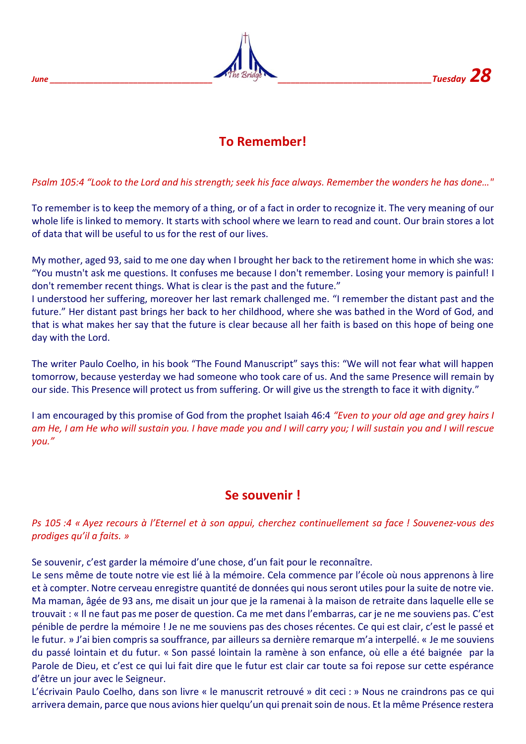## To Remember!

*Psalm 105:4 “Look to the Lord and his strength; seek his face always. Remember the wonders he has done…"*

To remember is to keep the memory of a thing, or of a fact in order to recognize it. The very meaning of our whole life is linked to memory. It starts with school where we learn to read and count. Our brain stores a lot of data that will be useful to us for the rest of our lives.

My mother, aged 93, said to me one day when I brought her back to the retirement home in which she was: “You mustn't ask me questions. It confuses me because I don't remember. Losing your memory is painful! I don't remember recent things. What is clear is the past and the future.”
I understood her suffering, moreover her last remark challenged me. “I remember the distant past and the future.” Her distant past brings her back to her childhood, where she was bathed in the Word of God, and that is what makes her say that the future is clear because all her faith is based on this hope of being one day with the Lord.

The writer Paulo Coelho, in his book “The Found Manuscript” says this: “We will not fear what will happen tomorrow, because yesterday we had someone who took care of us. And the same Presence will remain by our side. This Presence will protect us from suffering. Or will give us the strength to face it with dignity.”

I am encouraged by this promise of God from the prophet Isaiah 46:4 *“Even to your old age and grey hairs I am He, I am He who will sustain you. I have made you and I will carry you; I will sustain you and I will rescue you.”*

## Se souvenir !

*Ps 105 :4 « Ayez recours à l’Eternel et à son appui, cherchez continuellement sa face ! Souvenez-vous des prodiges qu’il a faits. »*

Se souvenir, c’est garder la mémoire d’une chose, d’un fait pour le reconnaître.
Le sens même de toute notre vie est lié à la mémoire. Cela commence par l’école où nous apprenons à lire et à compter. Notre cerveau enregistre quantité de données qui nous seront utiles pour la suite de notre vie.
Ma maman, âgée de 93 ans, me disait un jour que je la ramenai à la maison de retraite dans laquelle elle se trouvait : « Il ne faut pas me poser de question. Ca me met dans l’embarras, car je ne me souviens pas. C’est pénible de perdre la mémoire ! Je ne me souviens pas des choses récentes. Ce qui est clair, c’est le passé et le futur. » J’ai bien compris sa souffrance, par ailleurs sa dernière remarque m’a interpellé. « Je me souviens du passé lointain et du futur. « Son passé lointain la ramène à son enfance, où elle a été baignée par la Parole de Dieu, et c’est ce qui lui fait dire que le futur est clair car toute sa foi repose sur cette espérance d’être un jour avec le Seigneur.
L’écrivain Paulo Coelho, dans son livre « le manuscrit retrouvé » dit ceci : » Nous ne craindrons pas ce qui arrivera demain, parce que nous avions hier quelqu’un qui prenait soin de nous. Et la même Présence restera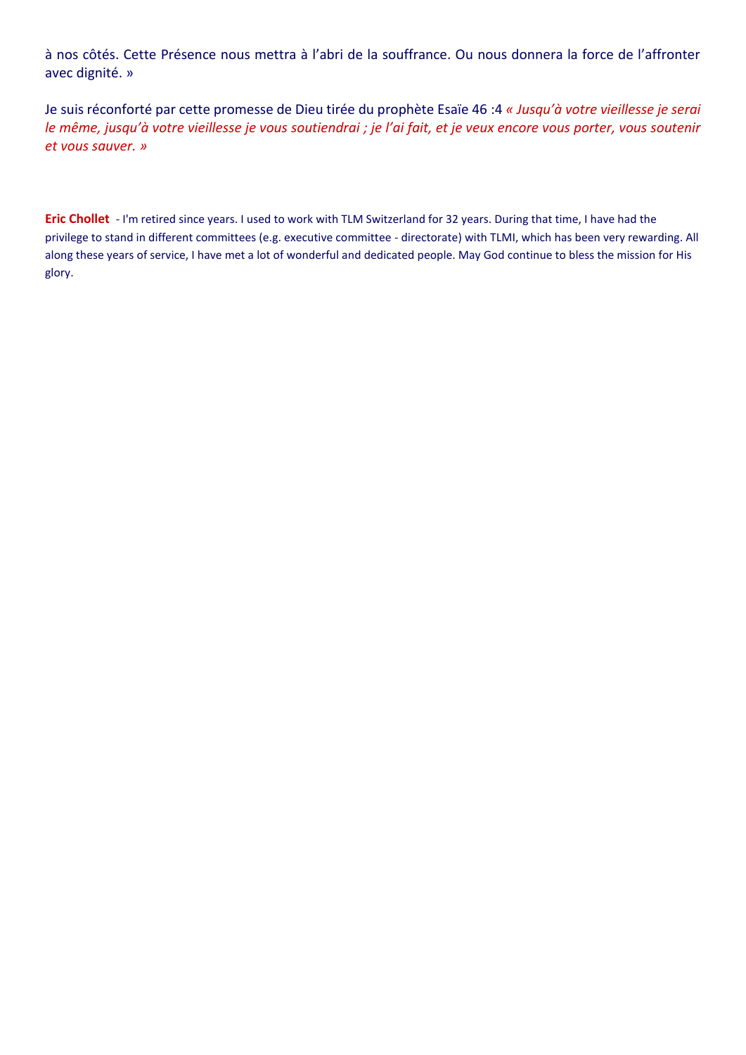à nos côtés. Cette Présence nous mettra à l'abri de la souffrance. Ou nous donnera la force de l'affronter avec dignité. »

Je suis réconforté par cette promesse de Dieu tirée du prophète Esaïe 46 :4 *« Jusqu'à votre vieillesse je serai le même, jusqu'à votre vieillesse je vous soutiendrai ; je l'ai fait, et je veux encore vous porter, vous soutenir et vous sauver. »*

**Eric Chollet** - I'm retired since years. I used to work with TLM Switzerland for 32 years. During that time, I have had the privilege to stand in different committees (e.g. executive committee - directorate) with TLMI, which has been very rewarding. All along these years of service, I have met a lot of wonderful and dedicated people. May God continue to bless the mission for His glory.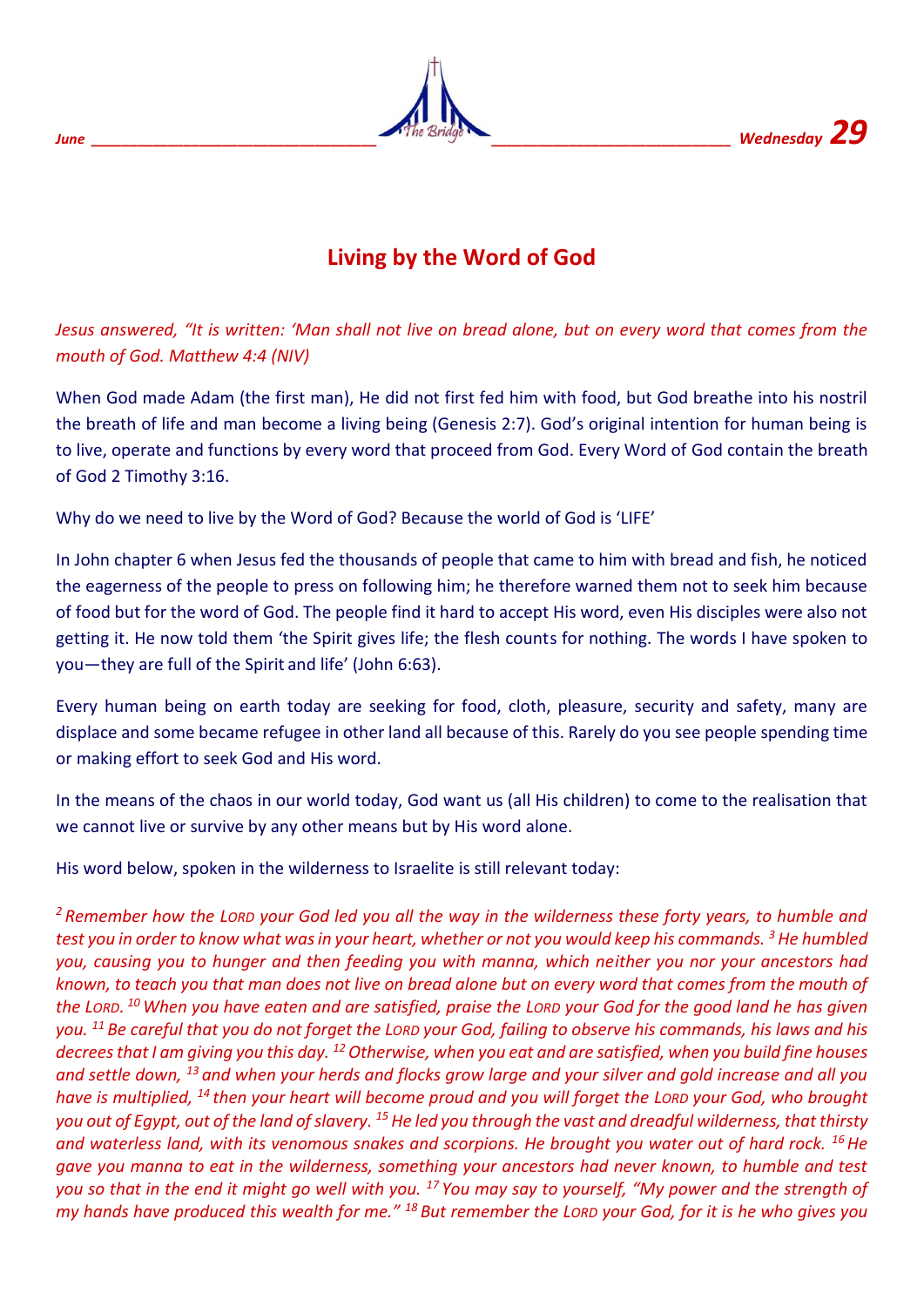## Living by the Word of God

*Jesus answered, "It is written: 'Man shall not live on bread alone, but on every word that comes from the mouth of God. Matthew 4:4 (NIV)*

When God made Adam (the first man), He did not first fed him with food, but God breathe into his nostril the breath of life and man become a living being (Genesis 2:7). God's original intention for human being is to live, operate and functions by every word that proceed from God. Every Word of God contain the breath of God 2 Timothy 3:16.

Why do we need to live by the Word of God? Because the world of God is 'LIFE'

In John chapter 6 when Jesus fed the thousands of people that came to him with bread and fish, he noticed the eagerness of the people to press on following him; he therefore warned them not to seek him because of food but for the word of God. The people find it hard to accept His word, even His disciples were also not getting it. He now told them 'the Spirit gives life; the flesh counts for nothing. The words I have spoken to you—they are full of the Spirit and life' (John 6:63).

Every human being on earth today are seeking for food, cloth, pleasure, security and safety, many are displace and some became refugee in other land all because of this. Rarely do you see people spending time or making effort to seek God and His word.

In the means of the chaos in our world today, God want us (all His children) to come to the realisation that we cannot live or survive by any other means but by His word alone.

His word below, spoken in the wilderness to Israelite is still relevant today:

*[2] Remember how the LORD your God led you all the way in the wilderness these forty years, to humble and test you in order to know what was in your heart, whether or not you would keep his commands. [3] He humbled you, causing you to hunger and then feeding you with manna, which neither you nor your ancestors had known, to teach you that man does not live on bread alone but on every word that comes from the mouth of the LORD. [10] When you have eaten and are satisfied, praise the LORD your God for the good land he has given you. [11] Be careful that you do not forget the LORD your God, failing to observe his commands, his laws and his decrees that I am giving you this day. [12] Otherwise, when you eat and are satisfied, when you build fine houses and settle down, [13] and when your herds and flocks grow large and your silver and gold increase and all you have is multiplied, [14] then your heart will become proud and you will forget the LORD your God, who brought you out of Egypt, out of the land of slavery. [15] He led you through the vast and dreadful wilderness, that thirsty and waterless land, with its venomous snakes and scorpions. He brought you water out of hard rock. [16] He gave you manna to eat in the wilderness, something your ancestors had never known, to humble and test you so that in the end it might go well with you. [17] You may say to yourself, "My power and the strength of my hands have produced this wealth for me." [18] But remember the LORD your God, for it is he who gives you*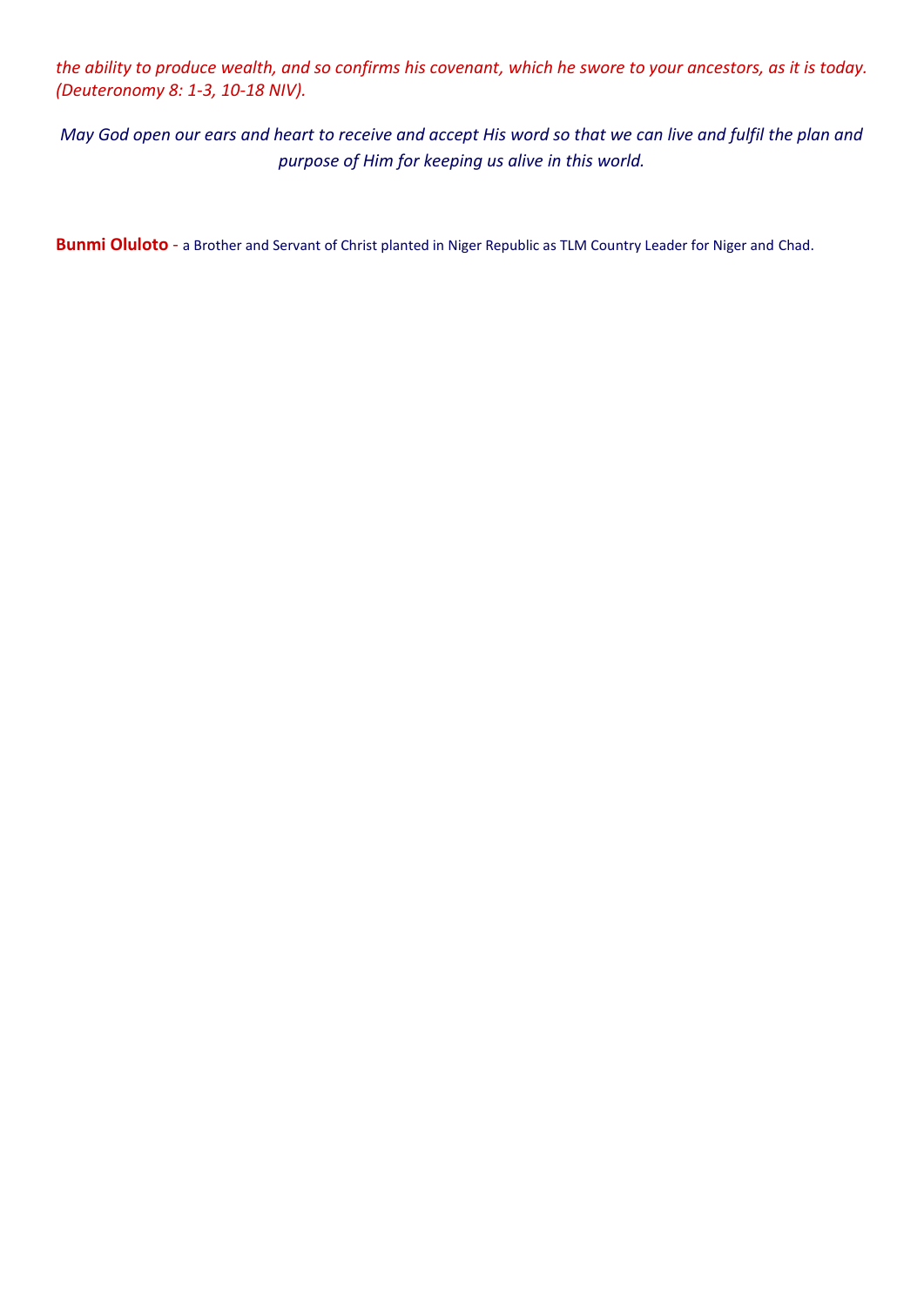*the ability to produce wealth, and so confirms his covenant, which he swore to your ancestors, as it is today. (Deuteronomy 8: 1-3, 10-18 NIV).*

*May God open our ears and heart to receive and accept His word so that we can live and fulfil the plan and purpose of Him for keeping us alive in this world.*

**Bunmi Oluloto** - a Brother and Servant of Christ planted in Niger Republic as TLM Country Leader for Niger and Chad.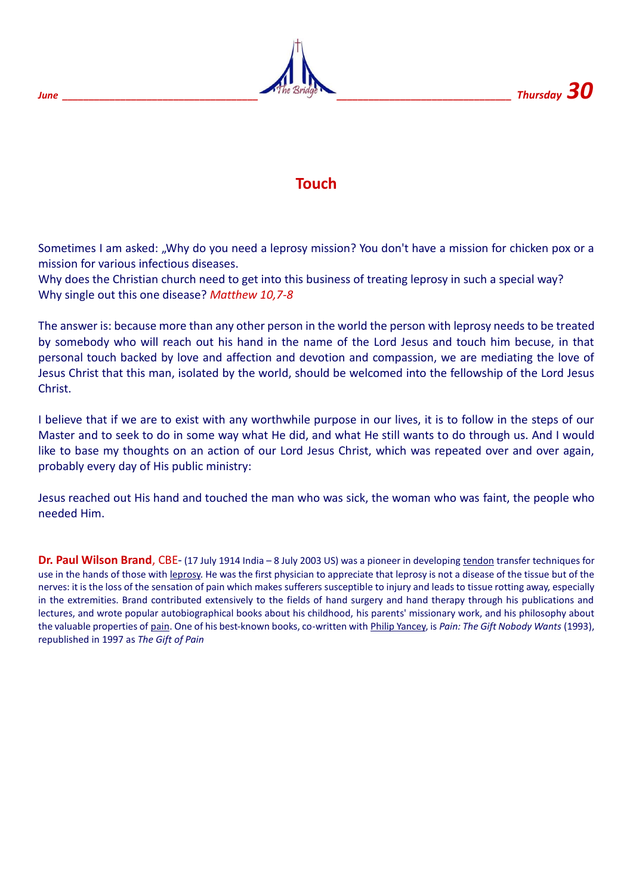# Touch

Sometimes I am asked: „Why do you need a leprosy mission? You don't have a mission for chicken pox or a mission for various infectious diseases.
Why does the Christian church need to get into this business of treating leprosy in such a special way?
Why single out this one disease? *Matthew 10,7-8*

The answer is: because more than any other person in the world the person with leprosy needs to be treated by somebody who will reach out his hand in the name of the Lord Jesus and touch him becuse, in that personal touch backed by love and affection and devotion and compassion, we are mediating the love of Jesus Christ that this man, isolated by the world, should be welcomed into the fellowship of the Lord Jesus Christ.

I believe that if we are to exist with any worthwhile purpose in our lives, it is to follow in the steps of our Master and to seek to do in some way what He did, and what He still wants to do through us. And I would like to base my thoughts on an action of our Lord Jesus Christ, which was repeated over and over again, probably every day of His public ministry:

Jesus reached out His hand and touched the man who was sick, the woman who was faint, the people who needed Him.

**Dr. Paul Wilson Brand**, CBE- (17 July 1914 India – 8 July 2003 US) was a pioneer in developing tendon transfer techniques for use in the hands of those with leprosy. He was the first physician to appreciate that leprosy is not a disease of the tissue but of the nerves: it is the loss of the sensation of pain which makes sufferers susceptible to injury and leads to tissue rotting away, especially in the extremities. Brand contributed extensively to the fields of hand surgery and hand therapy through his publications and lectures, and wrote popular autobiographical books about his childhood, his parents' missionary work, and his philosophy about the valuable properties of pain. One of his best-known books, co-written with Philip Yancey, is *Pain: The Gift Nobody Wants* (1993), republished in 1997 as *The Gift of Pain*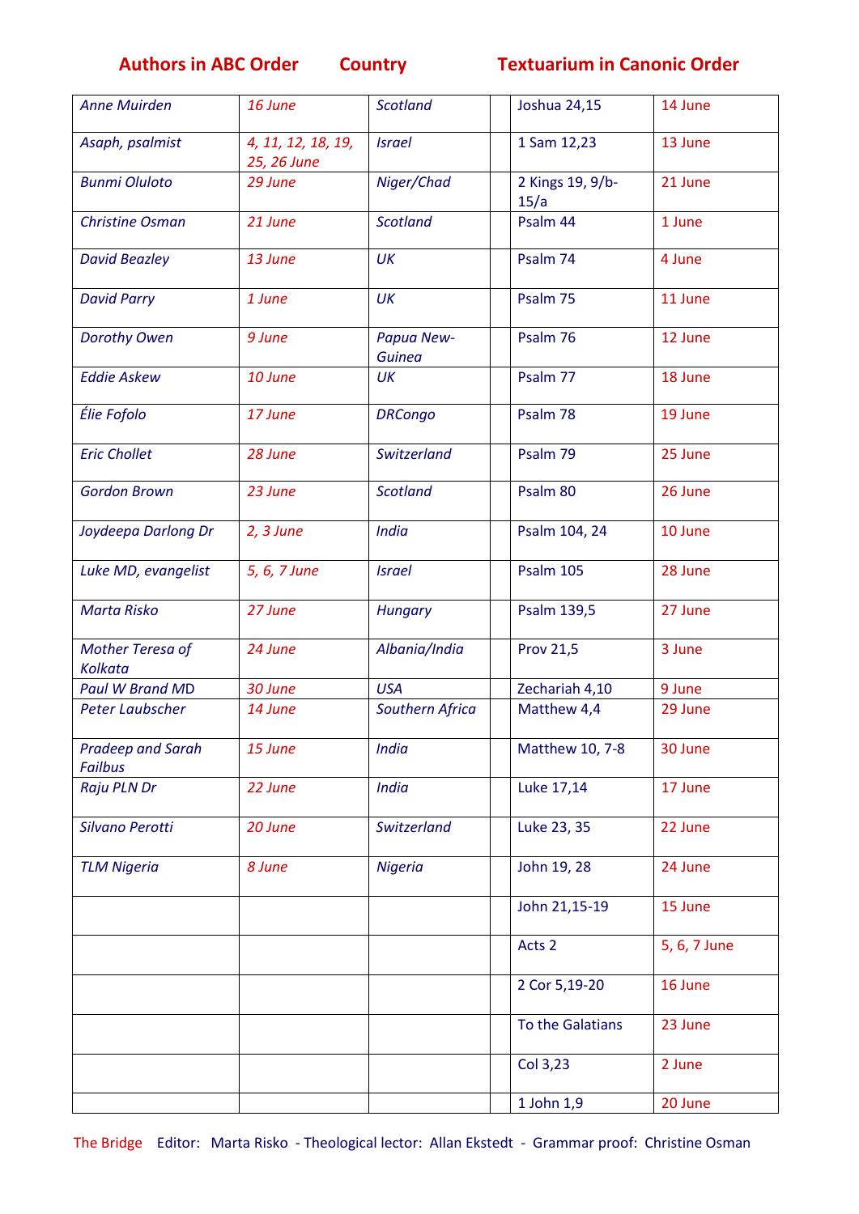| Authors in ABC Order | | Country | | Textuarium in Canonic Order | |
|---|---|---|---|---|---|
| *Anne Muirden* | *16 June* | *Scotland* | | Joshua 24,15 | 14 June |
| *Asaph, psalmist* | *4, 11, 12, 18, 19, 25, 26 June* | *Israel* | | 1 Sam 12,23 | 13 June |
| *Bunmi Oluloto* | *29 June* | *Niger/Chad* | | 2 Kings 19, 9/b-15/a | 21 June |
| *Christine Osman* | *21 June* | *Scotland* | | Psalm 44 | 1 June |
| *David Beazley* | *13 June* | *UK* | | Psalm 74 | 4 June |
| *David Parry* | *1 June* | *UK* | | Psalm 75 | 11 June |
| *Dorothy Owen* | *9 June* | *Papua New-Guinea* | | Psalm 76 | 12 June |
| *Eddie Askew* | *10 June* | *UK* | | Psalm 77 | 18 June |
| *Élie Fofolo* | *17 June* | *DRCongo* | | Psalm 78 | 19 June |
| *Eric Chollet* | *28 June* | *Switzerland* | | Psalm 79 | 25 June |
| *Gordon Brown* | *23 June* | *Scotland* | | Psalm 80 | 26 June |
| *Joydeepa Darlong Dr* | *2, 3 June* | *India* | | Psalm 104, 24 | 10 June |
| *Luke MD, evangelist* | *5, 6, 7 June* | *Israel* | | Psalm 105 | 28 June |
| *Marta Risko* | *27 June* | *Hungary* | | Psalm 139,5 | 27 June |
| *Mother Teresa of Kolkata* | *24 June* | *Albania/India* | | Prov 21,5 | 3 June |
| *Paul W Brand MD* | *30 June* | *USA* | | Zechariah 4,10 | 9 June |
| *Peter Laubscher* | *14 June* | *Southern Africa* | | Matthew 4,4 | 29 June |
| *Pradeep and Sarah Failbus* | *15 June* | *India* | | Matthew 10, 7-8 | 30 June |
| *Raju PLN Dr* | *22 June* | *India* | | Luke 17,14 | 17 June |
| *Silvano Perotti* | *20 June* | *Switzerland* | | Luke 23, 35 | 22 June |
| *TLM Nigeria* | *8 June* | *Nigeria* | | John 19, 28 | 24 June |
| | | | | John 21,15-19 | 15 June |
| | | | | Acts 2 | 5, 6, 7 June |
| | | | | 2 Cor 5,19-20 | 16 June |
| | | | | To the Galatians | 23 June |
| | | | | Col 3,23 | 2 June |
| | | | | 1 John 1,9 | 20 June |

The Bridge Editor: Marta Risko - Theological lector: Allan Ekstedt - Grammar proof: Christine Osman